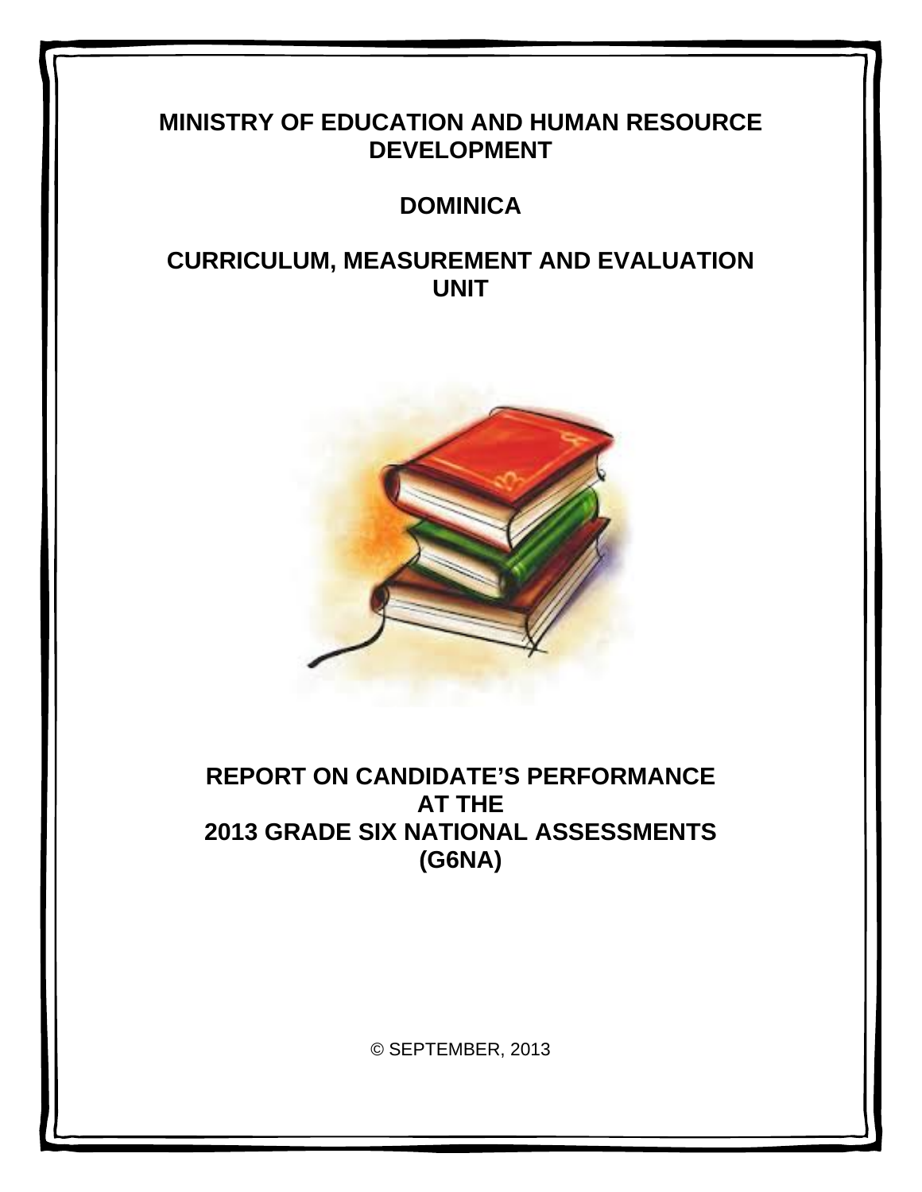# MINISTRY OF EDUCATION AND HUMAN RESOURCE DEVELOPMENT

## DOMINICA

## CURRICULUM, MEASUREMENT AND EVALUATION UNIT

## REPORT ON CANDIDATE'S PERFORMANCE AT THE 2013 GRADE SIX NATIONAL ASSESSMENTS (G6NA)

© SEPTEMBER, 2013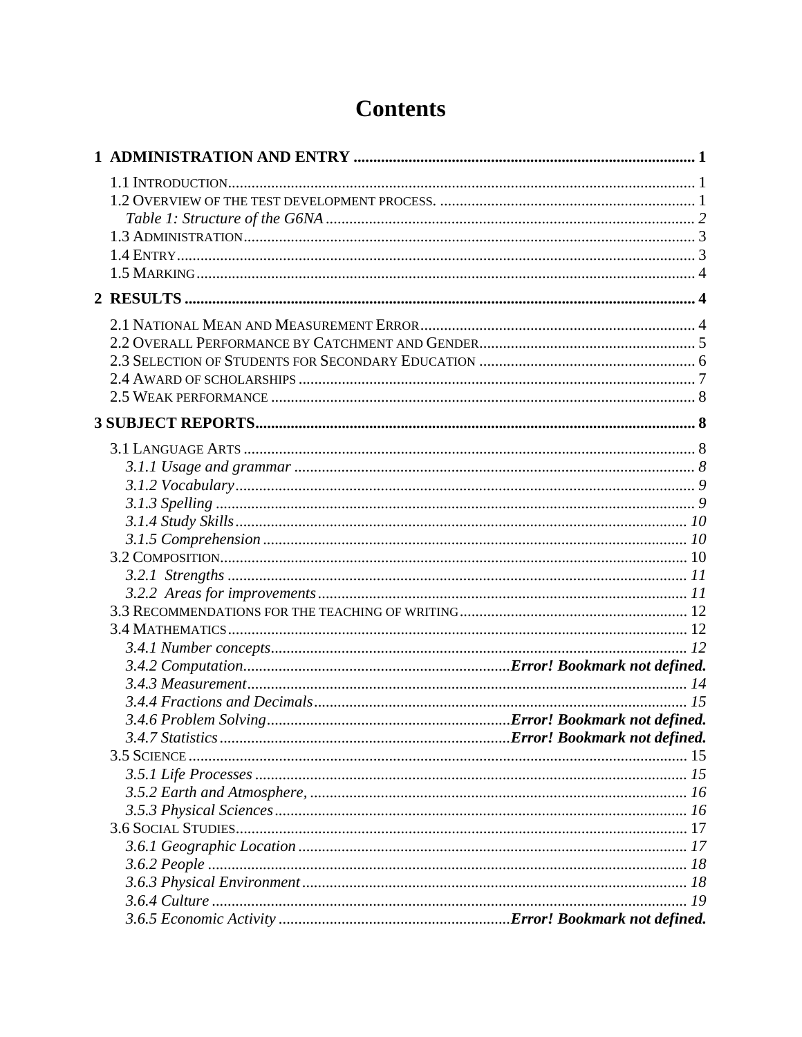# Contents

**1 ADMINISTRATION AND ENTRY .......... 1**

- 1.1 INTRODUCTION .......... 1
- 1.2 OVERVIEW OF THE TEST DEVELOPMENT PROCESS. .......... 1
  - *Table 1: Structure of the G6NA .......... 2*
- 1.3 ADMINISTRATION .......... 3
- 1.4 ENTRY .......... 3
- 1.5 MARKING .......... 4

**2 RESULTS .......... 4**

- 2.1 NATIONAL MEAN AND MEASUREMENT ERROR .......... 4
- 2.2 OVERALL PERFORMANCE BY CATCHMENT AND GENDER .......... 5
- 2.3 SELECTION OF STUDENTS FOR SECONDARY EDUCATION .......... 6
- 2.4 AWARD OF SCHOLARSHIPS .......... 7
- 2.5 WEAK PERFORMANCE .......... 8

**3 SUBJECT REPORTS .......... 8**

- 3.1 LANGUAGE ARTS .......... 8
  - *3.1.1 Usage and grammar .......... 8*
  - *3.1.2 Vocabulary .......... 9*
  - *3.1.3 Spelling .......... 9*
  - *3.1.4 Study Skills .......... 10*
  - *3.1.5 Comprehension .......... 10*
- 3.2 COMPOSITION .......... 10
  - *3.2.1 Strengths .......... 11*
  - *3.2.2 Areas for improvements .......... 11*
- 3.3 RECOMMENDATIONS FOR THE TEACHING OF WRITING .......... 12
- 3.4 MATHEMATICS .......... 12
  - *3.4.1 Number concepts .......... 12*
  - *3.4.2 Computation .......... **Error! Bookmark not defined.***
  - *3.4.3 Measurement .......... 14*
  - *3.4.4 Fractions and Decimals .......... 15*
  - *3.4.6 Problem Solving .......... **Error! Bookmark not defined.***
  - *3.4.7 Statistics .......... **Error! Bookmark not defined.***
- 3.5 SCIENCE .......... 15
  - *3.5.1 Life Processes .......... 15*
  - *3.5.2 Earth and Atmosphere, .......... 16*
  - *3.5.3 Physical Sciences .......... 16*
- 3.6 SOCIAL STUDIES .......... 17
  - *3.6.1 Geographic Location .......... 17*
  - *3.6.2 People .......... 18*
  - *3.6.3 Physical Environment .......... 18*
  - *3.6.4 Culture .......... 19*
  - *3.6.5 Economic Activity .......... **Error! Bookmark not defined.***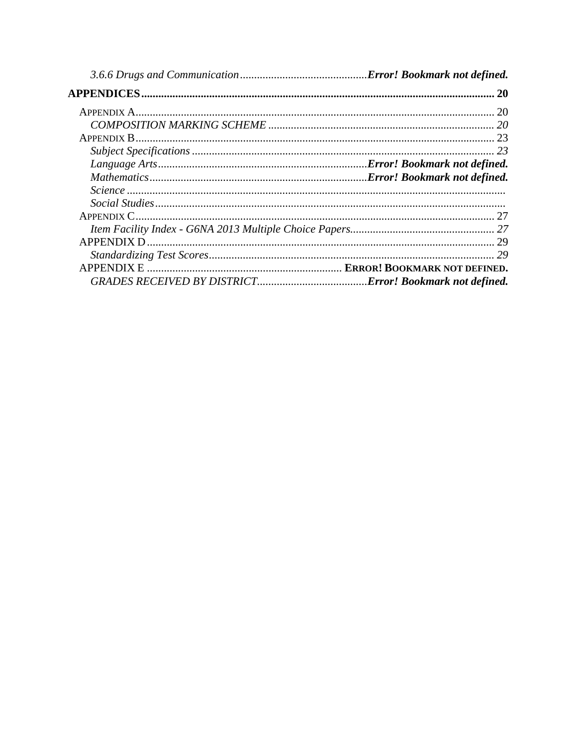*3.6.6 Drugs and Communication* ............................................ ***Error! Bookmark not defined.***

**APPENDICES** ............................................................................................................................ **20**

APPENDIX A.............................................................................................................................. 20

*COMPOSITION MARKING SCHEME* ............................................................................... *20*

APPENDIX B.............................................................................................................................. 23

*Subject Specifications* .......................................................................................................... *23*

*Language Arts* ......................................................................... ***Error! Bookmark not defined.***

*Mathematics* ............................................................................ ***Error! Bookmark not defined.***

*Science* .....................................................................................................................................

*Social Studies* ...........................................................................................................................

APPENDIX C.............................................................................................................................. 27

*Item Facility Index - G6NA 2013 Multiple Choice Papers*.................................................. *27*

APPENDIX D ........................................................................................................................... 29

*Standardizing Test Scores*..................................................................................................... *29*

APPENDIX E ..................................................................... **ERROR! BOOKMARK NOT DEFINED.**

*GRADES RECEIVED BY DISTRICT*....................................... ***Error! Bookmark not defined.***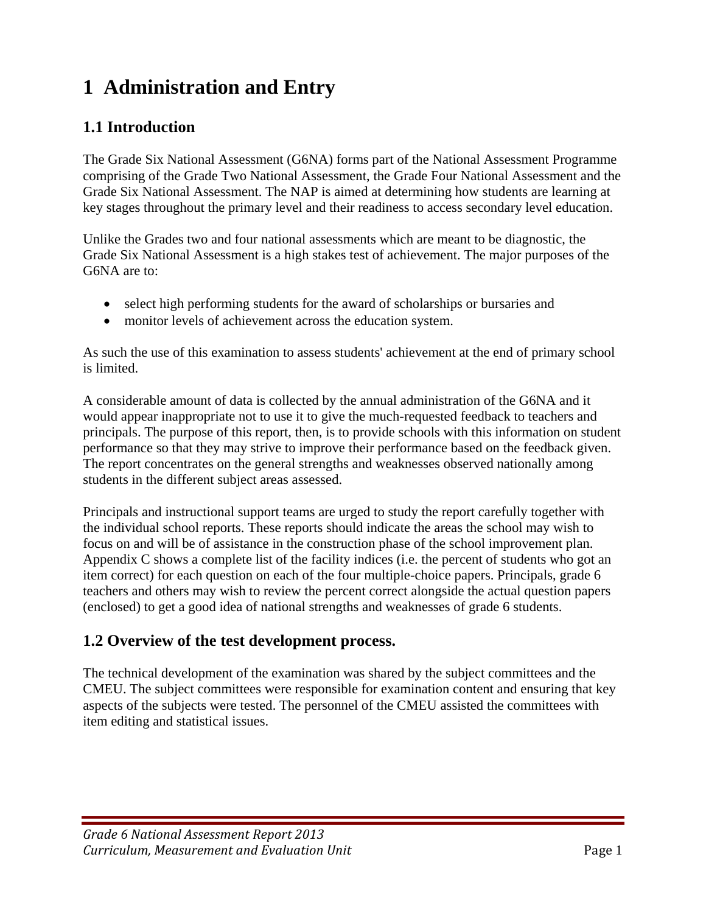# 1 Administration and Entry

## 1.1 Introduction

The Grade Six National Assessment (G6NA) forms part of the National Assessment Programme comprising of the Grade Two National Assessment, the Grade Four National Assessment and the Grade Six National Assessment. The NAP is aimed at determining how students are learning at key stages throughout the primary level and their readiness to access secondary level education.

Unlike the Grades two and four national assessments which are meant to be diagnostic, the Grade Six National Assessment is a high stakes test of achievement. The major purposes of the G6NA are to:

- select high performing students for the award of scholarships or bursaries and
- monitor levels of achievement across the education system.

As such the use of this examination to assess students' achievement at the end of primary school is limited.

A considerable amount of data is collected by the annual administration of the G6NA and it would appear inappropriate not to use it to give the much-requested feedback to teachers and principals. The purpose of this report, then, is to provide schools with this information on student performance so that they may strive to improve their performance based on the feedback given. The report concentrates on the general strengths and weaknesses observed nationally among students in the different subject areas assessed.

Principals and instructional support teams are urged to study the report carefully together with the individual school reports. These reports should indicate the areas the school may wish to focus on and will be of assistance in the construction phase of the school improvement plan. Appendix C shows a complete list of the facility indices (i.e. the percent of students who got an item correct) for each question on each of the four multiple-choice papers. Principals, grade 6 teachers and others may wish to review the percent correct alongside the actual question papers (enclosed) to get a good idea of national strengths and weaknesses of grade 6 students.

## 1.2 Overview of the test development process.

The technical development of the examination was shared by the subject committees and the CMEU. The subject committees were responsible for examination content and ensuring that key aspects of the subjects were tested. The personnel of the CMEU assisted the committees with item editing and statistical issues.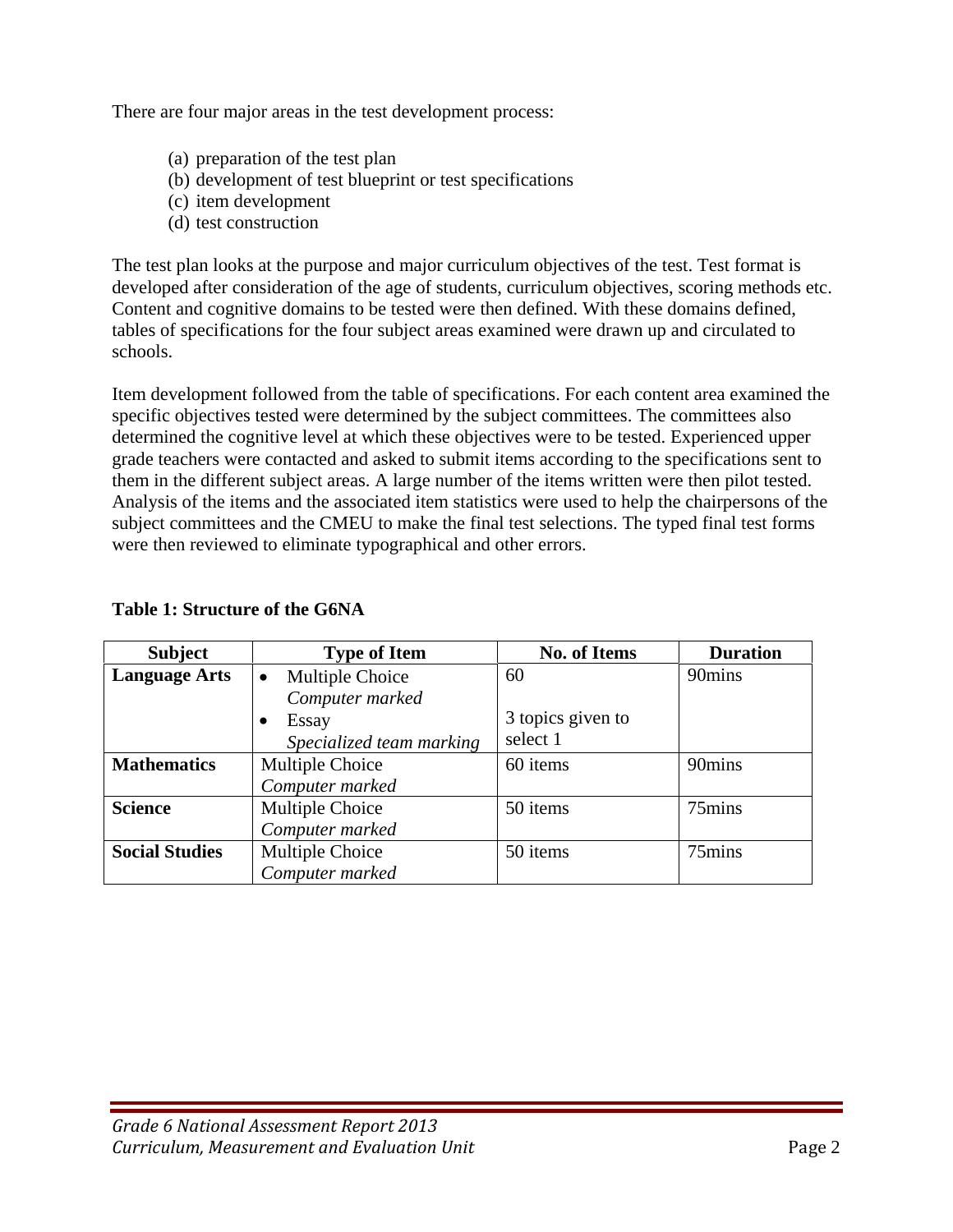There are four major areas in the test development process:

(a) preparation of the test plan
(b) development of test blueprint or test specifications
(c) item development
(d) test construction

The test plan looks at the purpose and major curriculum objectives of the test. Test format is developed after consideration of the age of students, curriculum objectives, scoring methods etc. Content and cognitive domains to be tested were then defined. With these domains defined, tables of specifications for the four subject areas examined were drawn up and circulated to schools.

Item development followed from the table of specifications. For each content area examined the specific objectives tested were determined by the subject committees. The committees also determined the cognitive level at which these objectives were to be tested. Experienced upper grade teachers were contacted and asked to submit items according to the specifications sent to them in the different subject areas. A large number of the items written were then pilot tested. Analysis of the items and the associated item statistics were used to help the chairpersons of the subject committees and the CMEU to make the final test selections. The typed final test forms were then reviewed to eliminate typographical and other errors.

**Table 1: Structure of the G6NA**

| Subject | Type of Item | No. of Items | Duration |
|---|---|---|---|
| **Language Arts** | • Multiple Choice *Computer marked*<br>• Essay *Specialized team marking* | 60<br><br>3 topics given to select 1 | 90mins |
| **Mathematics** | Multiple Choice *Computer marked* | 60 items | 90mins |
| **Science** | Multiple Choice *Computer marked* | 50 items | 75mins |
| **Social Studies** | Multiple Choice *Computer marked* | 50 items | 75mins |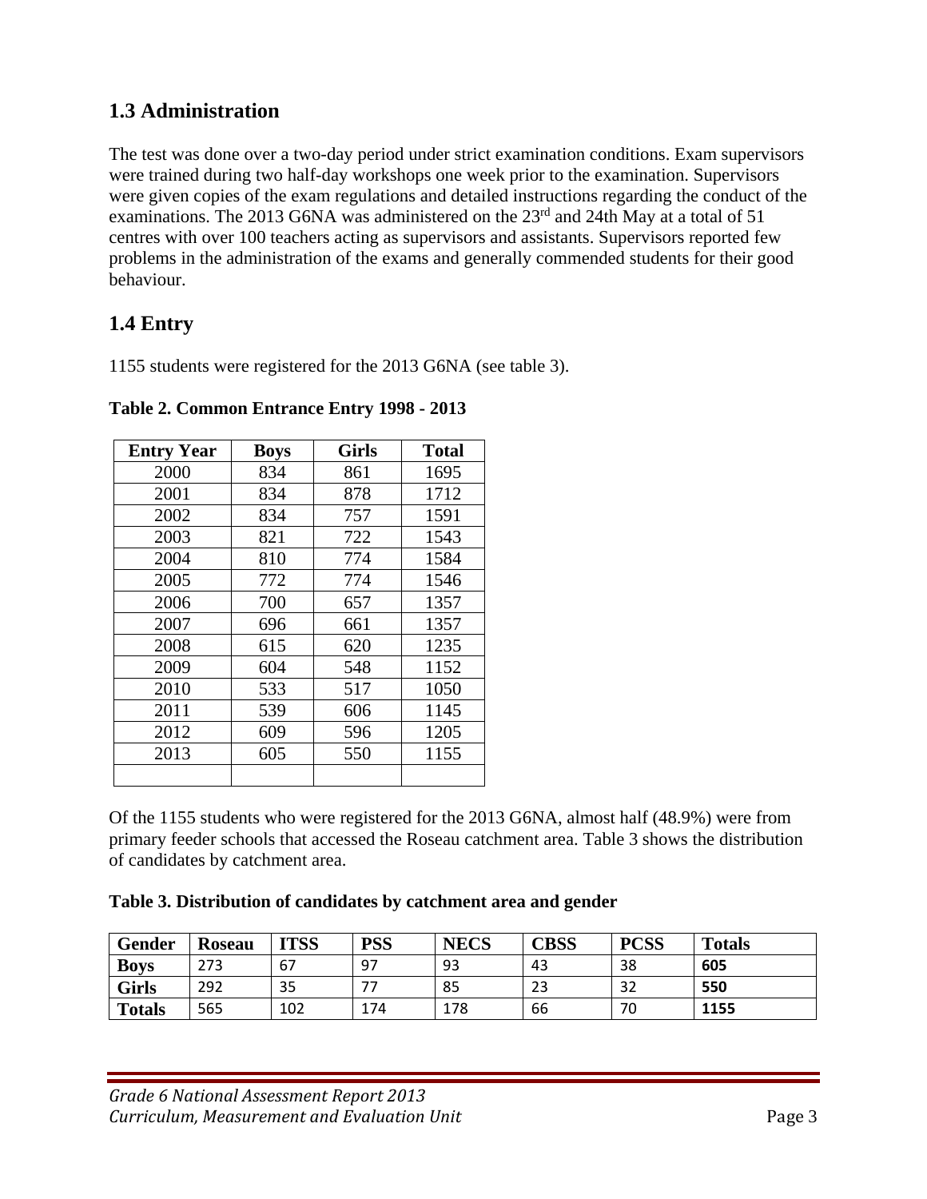## 1.3 Administration

The test was done over a two-day period under strict examination conditions. Exam supervisors were trained during two half-day workshops one week prior to the examination. Supervisors were given copies of the exam regulations and detailed instructions regarding the conduct of the examinations. The 2013 G6NA was administered on the 23rd and 24th May at a total of 51 centres with over 100 teachers acting as supervisors and assistants. Supervisors reported few problems in the administration of the exams and generally commended students for their good behaviour.

## 1.4 Entry

1155 students were registered for the 2013 G6NA (see table 3).

**Table 2. Common Entrance Entry 1998 - 2013**

| Entry Year | Boys | Girls | Total |
|---|---|---|---|
| 2000 | 834 | 861 | 1695 |
| 2001 | 834 | 878 | 1712 |
| 2002 | 834 | 757 | 1591 |
| 2003 | 821 | 722 | 1543 |
| 2004 | 810 | 774 | 1584 |
| 2005 | 772 | 774 | 1546 |
| 2006 | 700 | 657 | 1357 |
| 2007 | 696 | 661 | 1357 |
| 2008 | 615 | 620 | 1235 |
| 2009 | 604 | 548 | 1152 |
| 2010 | 533 | 517 | 1050 |
| 2011 | 539 | 606 | 1145 |
| 2012 | 609 | 596 | 1205 |
| 2013 | 605 | 550 | 1155 |
| | | | |

Of the 1155 students who were registered for the 2013 G6NA, almost half (48.9%) were from primary feeder schools that accessed the Roseau catchment area. Table 3 shows the distribution of candidates by catchment area.

**Table 3. Distribution of candidates by catchment area and gender**

| Gender | Roseau | ITSS | PSS | NECS | CBSS | PCSS | Totals |
|---|---|---|---|---|---|---|---|
| **Boys** | 273 | 67 | 97 | 93 | 43 | 38 | **605** |
| **Girls** | 292 | 35 | 77 | 85 | 23 | 32 | **550** |
| **Totals** | 565 | 102 | 174 | 178 | 66 | 70 | **1155** |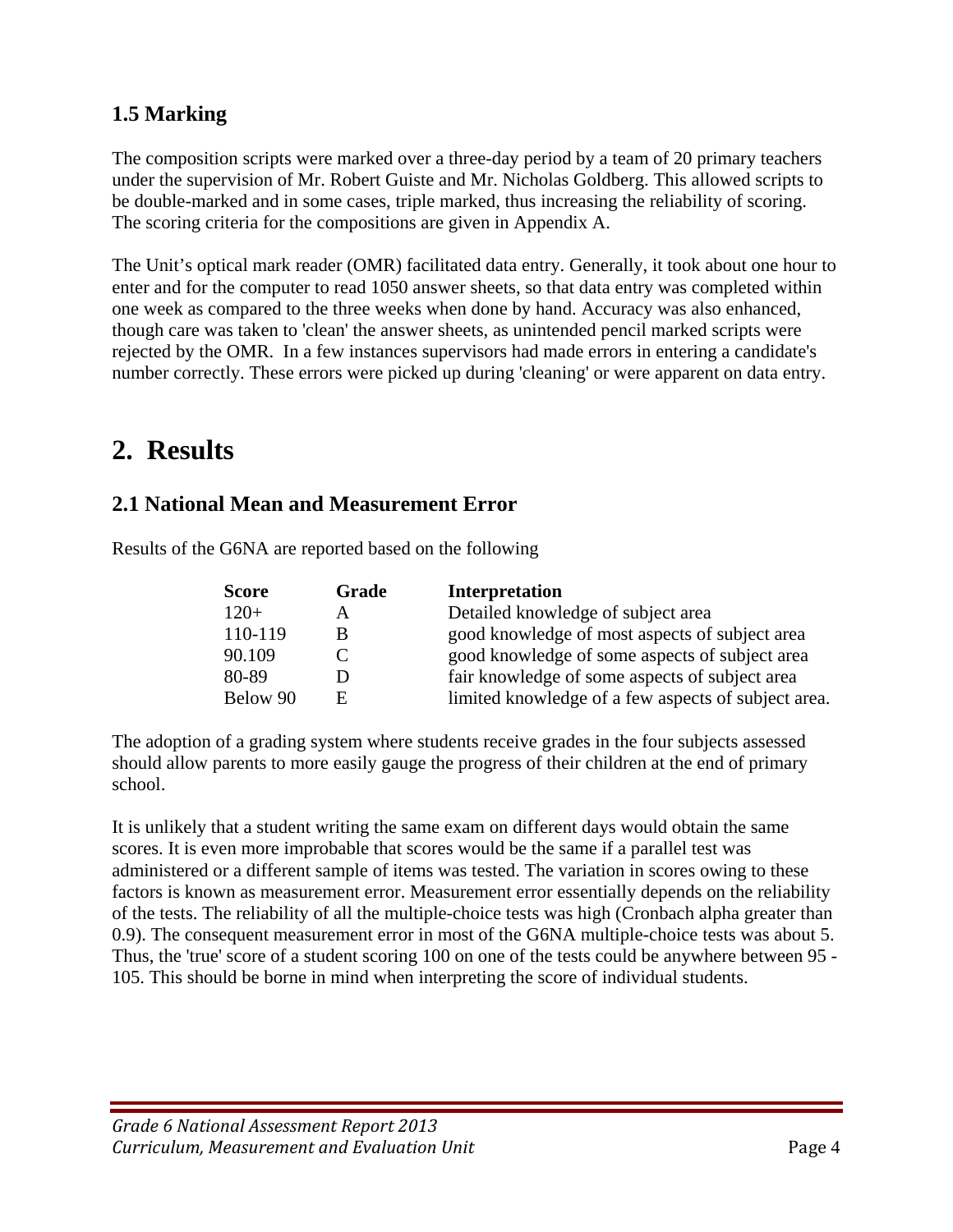### 1.5 Marking

The composition scripts were marked over a three-day period by a team of 20 primary teachers under the supervision of Mr. Robert Guiste and Mr. Nicholas Goldberg. This allowed scripts to be double-marked and in some cases, triple marked, thus increasing the reliability of scoring. The scoring criteria for the compositions are given in Appendix A.

The Unit's optical mark reader (OMR) facilitated data entry. Generally, it took about one hour to enter and for the computer to read 1050 answer sheets, so that data entry was completed within one week as compared to the three weeks when done by hand. Accuracy was also enhanced, though care was taken to 'clean' the answer sheets, as unintended pencil marked scripts were rejected by the OMR. In a few instances supervisors had made errors in entering a candidate's number correctly. These errors were picked up during 'cleaning' or were apparent on data entry.

# 2. Results

## 2.1 National Mean and Measurement Error

Results of the G6NA are reported based on the following

| Score | Grade | Interpretation |
|---|---|---|
| 120+ | A | Detailed knowledge of subject area |
| 110-119 | B | good knowledge of most aspects of subject area |
| 90.109 | C | good knowledge of some aspects of subject area |
| 80-89 | D | fair knowledge of some aspects of subject area |
| Below 90 | E | limited knowledge of a few aspects of subject area. |

The adoption of a grading system where students receive grades in the four subjects assessed should allow parents to more easily gauge the progress of their children at the end of primary school.

It is unlikely that a student writing the same exam on different days would obtain the same scores. It is even more improbable that scores would be the same if a parallel test was administered or a different sample of items was tested. The variation in scores owing to these factors is known as measurement error. Measurement error essentially depends on the reliability of the tests. The reliability of all the multiple-choice tests was high (Cronbach alpha greater than 0.9). The consequent measurement error in most of the G6NA multiple-choice tests was about 5. Thus, the 'true' score of a student scoring 100 on one of the tests could be anywhere between 95 - 105. This should be borne in mind when interpreting the score of individual students.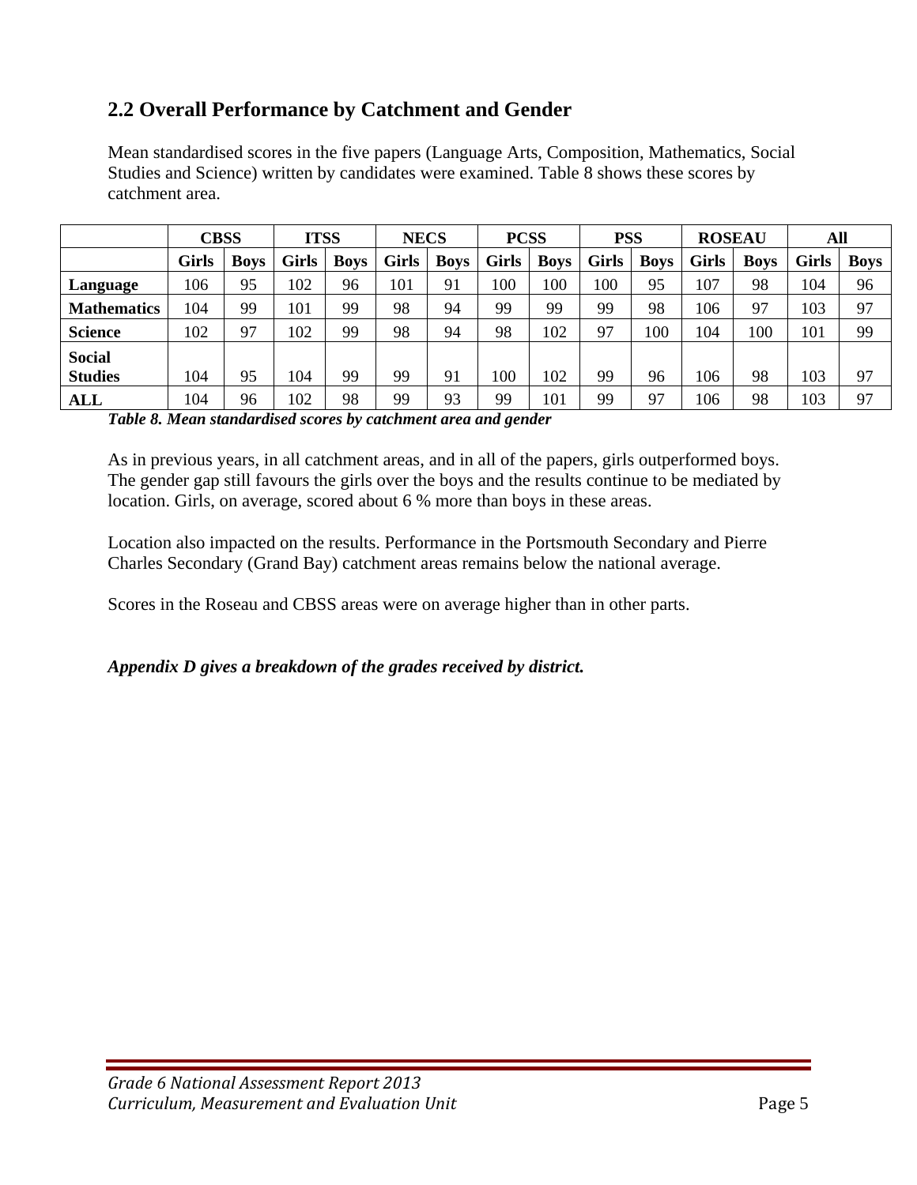## 2.2 Overall Performance by Catchment and Gender

Mean standardised scores in the five papers (Language Arts, Composition, Mathematics, Social Studies and Science) written by candidates were examined. Table 8 shows these scores by catchment area.

| | CBSS | | ITSS | | NECS | | PCSS | | PSS | | ROSEAU | | All | |
|---|---|---|---|---|---|---|---|---|---|---|---|---|---|---|
| | **Girls** | **Boys** | **Girls** | **Boys** | **Girls** | **Boys** | **Girls** | **Boys** | **Girls** | **Boys** | **Girls** | **Boys** | **Girls** | **Boys** |
| **Language** | 106 | 95 | 102 | 96 | 101 | 91 | 100 | 100 | 100 | 95 | 107 | 98 | 104 | 96 |
| **Mathematics** | 104 | 99 | 101 | 99 | 98 | 94 | 99 | 99 | 99 | 98 | 106 | 97 | 103 | 97 |
| **Science** | 102 | 97 | 102 | 99 | 98 | 94 | 98 | 102 | 97 | 100 | 104 | 100 | 101 | 99 |
| **Social Studies** | 104 | 95 | 104 | 99 | 99 | 91 | 100 | 102 | 99 | 96 | 106 | 98 | 103 | 97 |
| **ALL** | 104 | 96 | 102 | 98 | 99 | 93 | 99 | 101 | 99 | 97 | 106 | 98 | 103 | 97 |

***Table 8. Mean standardised scores by catchment area and gender***

As in previous years, in all catchment areas, and in all of the papers, girls outperformed boys. The gender gap still favours the girls over the boys and the results continue to be mediated by location. Girls, on average, scored about 6 % more than boys in these areas.

Location also impacted on the results. Performance in the Portsmouth Secondary and Pierre Charles Secondary (Grand Bay) catchment areas remains below the national average.

Scores in the Roseau and CBSS areas were on average higher than in other parts.

***Appendix D gives a breakdown of the grades received by district.***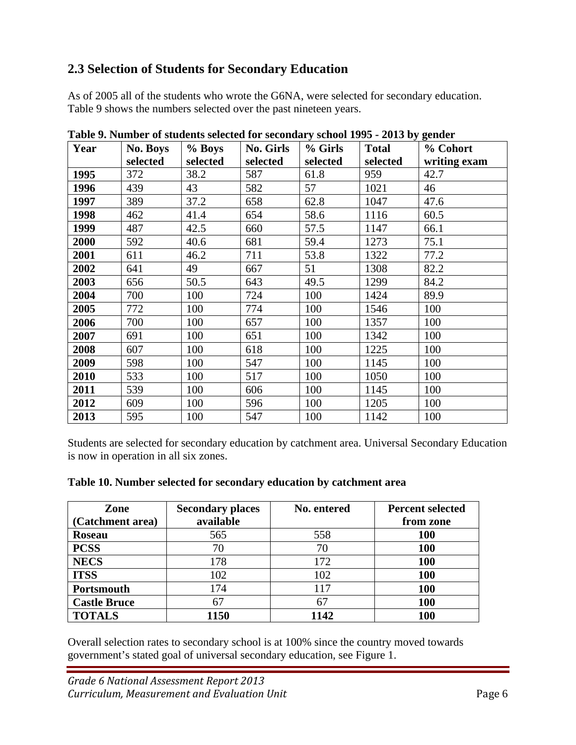## 2.3 Selection of Students for Secondary Education

As of 2005 all of the students who wrote the G6NA, were selected for secondary education. Table 9 shows the numbers selected over the past nineteen years.

**Table 9. Number of students selected for secondary school 1995 - 2013 by gender**

| Year | No. Boys selected | % Boys selected | No. Girls selected | % Girls selected | Total selected | % Cohort writing exam |
|---|---|---|---|---|---|---|
| **1995** | 372 | 38.2 | 587 | 61.8 | 959 | 42.7 |
| **1996** | 439 | 43 | 582 | 57 | 1021 | 46 |
| **1997** | 389 | 37.2 | 658 | 62.8 | 1047 | 47.6 |
| **1998** | 462 | 41.4 | 654 | 58.6 | 1116 | 60.5 |
| **1999** | 487 | 42.5 | 660 | 57.5 | 1147 | 66.1 |
| **2000** | 592 | 40.6 | 681 | 59.4 | 1273 | 75.1 |
| **2001** | 611 | 46.2 | 711 | 53.8 | 1322 | 77.2 |
| **2002** | 641 | 49 | 667 | 51 | 1308 | 82.2 |
| **2003** | 656 | 50.5 | 643 | 49.5 | 1299 | 84.2 |
| **2004** | 700 | 100 | 724 | 100 | 1424 | 89.9 |
| **2005** | 772 | 100 | 774 | 100 | 1546 | 100 |
| **2006** | 700 | 100 | 657 | 100 | 1357 | 100 |
| **2007** | 691 | 100 | 651 | 100 | 1342 | 100 |
| **2008** | 607 | 100 | 618 | 100 | 1225 | 100 |
| **2009** | 598 | 100 | 547 | 100 | 1145 | 100 |
| **2010** | 533 | 100 | 517 | 100 | 1050 | 100 |
| **2011** | 539 | 100 | 606 | 100 | 1145 | 100 |
| **2012** | 609 | 100 | 596 | 100 | 1205 | 100 |
| **2013** | 595 | 100 | 547 | 100 | 1142 | 100 |

Students are selected for secondary education by catchment area. Universal Secondary Education is now in operation in all six zones.

**Table 10. Number selected for secondary education by catchment area**

| Zone (Catchment area) | Secondary places available | No. entered | Percent selected from zone |
|---|---|---|---|
| **Roseau** | 565 | 558 | **100** |
| **PCSS** | 70 | 70 | **100** |
| **NECS** | 178 | 172 | **100** |
| **ITSS** | 102 | 102 | **100** |
| **Portsmouth** | 174 | 117 | **100** |
| **Castle Bruce** | 67 | 67 | **100** |
| **TOTALS** | **1150** | **1142** | **100** |

Overall selection rates to secondary school is at 100% since the country moved towards government's stated goal of universal secondary education, see Figure 1.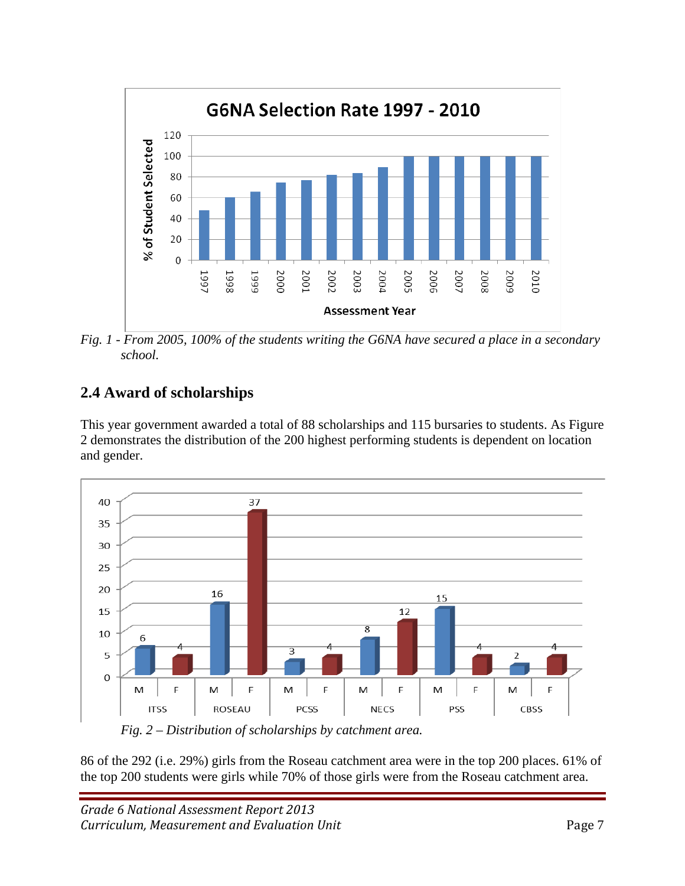Fig. 1 - From 2005, 100% of the students writing the G6NA have secured a place in a secondary school.

## 2.4 Award of scholarships

This year government awarded a total of 88 scholarships and 115 bursaries to students. As Figure 2 demonstrates the distribution of the 200 highest performing students is dependent on location and gender.

*Fig. 2 – Distribution of scholarships by catchment area.*

86 of the 292 (i.e. 29%) girls from the Roseau catchment area were in the top 200 places. 61% of the top 200 students were girls while 70% of those girls were from the Roseau catchment area.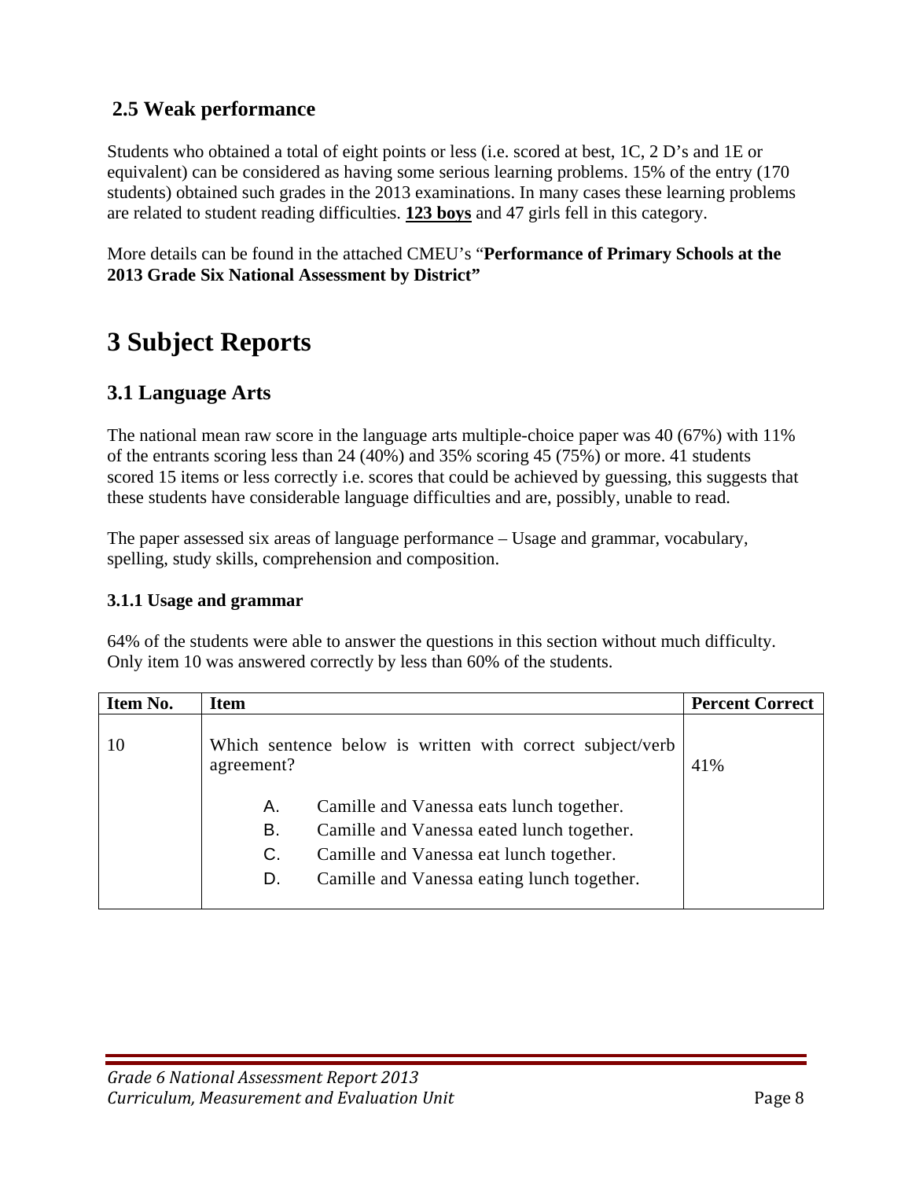## 2.5 Weak performance

Students who obtained a total of eight points or less (i.e. scored at best, 1C, 2 D's and 1E or equivalent) can be considered as having some serious learning problems. 15% of the entry (170 students) obtained such grades in the 2013 examinations. In many cases these learning problems are related to student reading difficulties. **123 boys** and 47 girls fell in this category.

More details can be found in the attached CMEU's "**Performance of Primary Schools at the 2013 Grade Six National Assessment by District"**

# 3 Subject Reports

## 3.1 Language Arts

The national mean raw score in the language arts multiple-choice paper was 40 (67%) with 11% of the entrants scoring less than 24 (40%) and 35% scoring 45 (75%) or more. 41 students scored 15 items or less correctly i.e. scores that could be achieved by guessing, this suggests that these students have considerable language difficulties and are, possibly, unable to read.

The paper assessed six areas of language performance – Usage and grammar, vocabulary, spelling, study skills, comprehension and composition.

### 3.1.1 Usage and grammar

64% of the students were able to answer the questions in this section without much difficulty. Only item 10 was answered correctly by less than 60% of the students.

| Item No. | Item | Percent Correct |
|---|---|---|
| 10 | Which sentence below is written with correct subject/verb agreement?<br>A. Camille and Vanessa eats lunch together.<br>B. Camille and Vanessa eated lunch together.<br>C. Camille and Vanessa eat lunch together.<br>D. Camille and Vanessa eating lunch together. | 41% |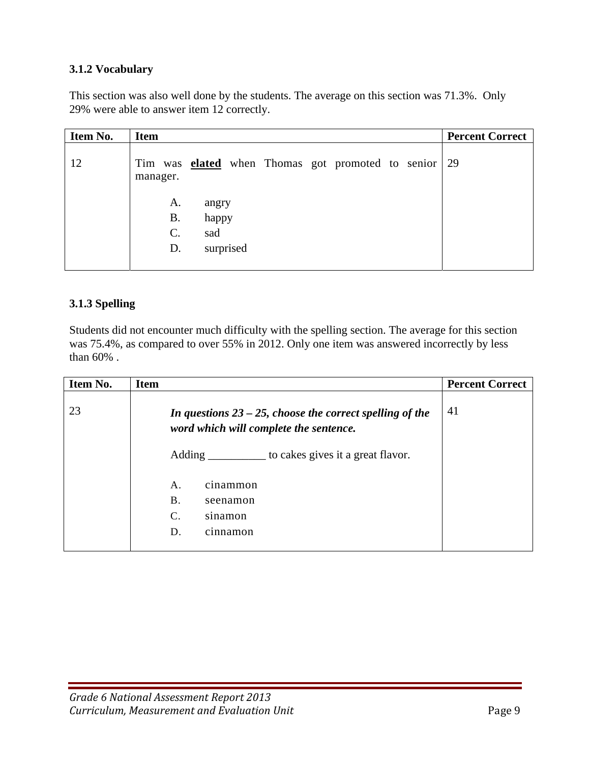### 3.1.2 Vocabulary

This section was also well done by the students. The average on this section was 71.3%. Only 29% were able to answer item 12 correctly.

| Item No. | Item | Percent Correct |
|---|---|---|
| 12 | Tim was **elated** when Thomas got promoted to senior manager.<br><br>A. angry<br>B. happy<br>C. sad<br>D. surprised | 29 |

### 3.1.3 Spelling

Students did not encounter much difficulty with the spelling section. The average for this section was 75.4%, as compared to over 55% in 2012. Only one item was answered incorrectly by less than 60% .

| Item No. | Item | Percent Correct |
|---|---|---|
| 23 | ***In questions 23 – 25, choose the correct spelling of the word which will complete the sentence.***<br><br>Adding __________ to cakes gives it a great flavor.<br><br>A. cinammon<br>B. seenamon<br>C. sinamon<br>D. cinnamon | 41 |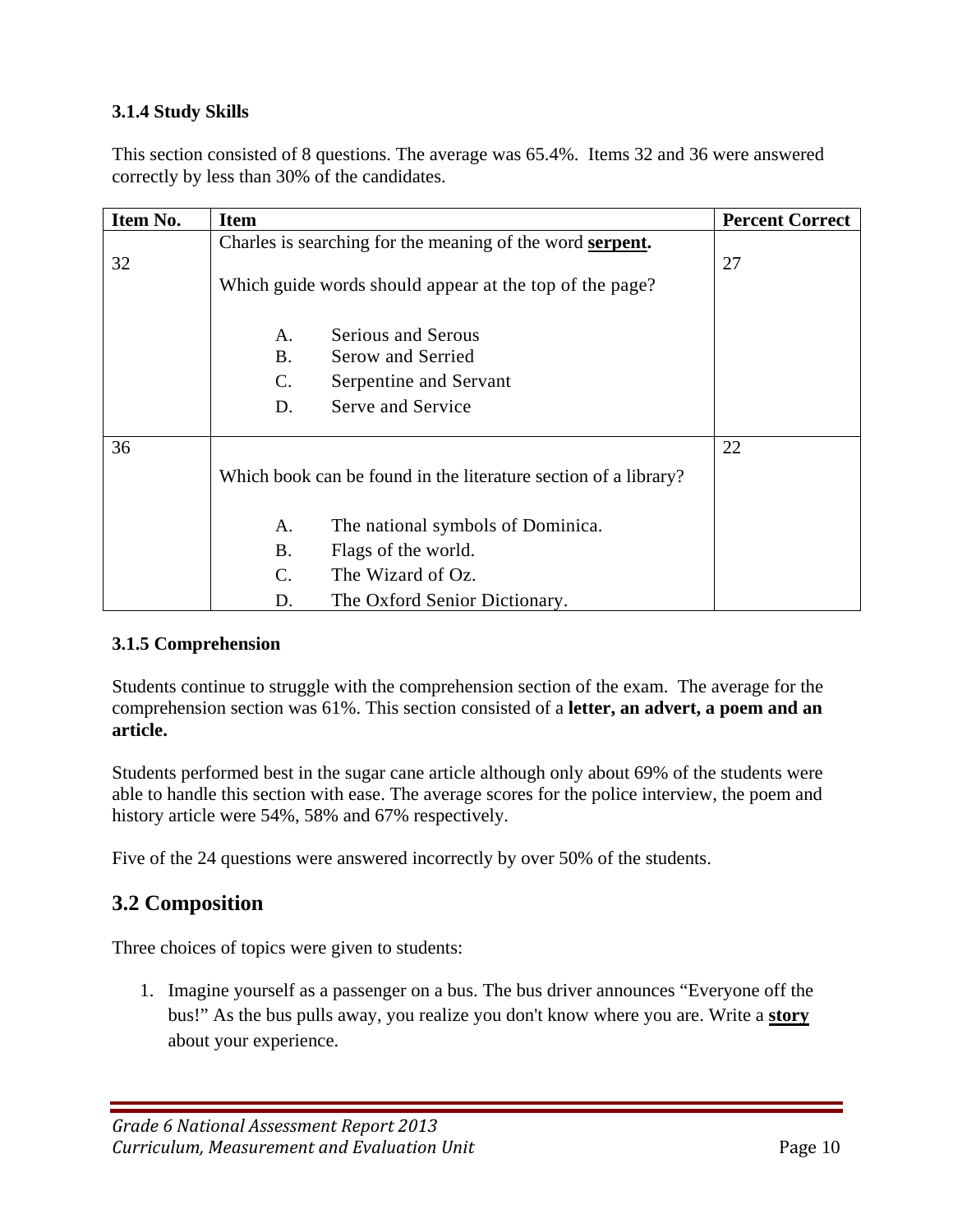### 3.1.4 Study Skills

This section consisted of 8 questions. The average was 65.4%. Items 32 and 36 were answered correctly by less than 30% of the candidates.

| Item No. | Item | Percent Correct |
|---|---|---|
| 32 | Charles is searching for the meaning of the word **serpent.**<br><br>Which guide words should appear at the top of the page?<br><br>A. Serious and Serous<br>B. Serow and Serried<br>C. Serpentine and Servant<br>D. Serve and Service | 27 |
| 36 | Which book can be found in the literature section of a library?<br><br>A. The national symbols of Dominica.<br>B. Flags of the world.<br>C. The Wizard of Oz.<br>D. The Oxford Senior Dictionary. | 22 |

### 3.1.5 Comprehension

Students continue to struggle with the comprehension section of the exam. The average for the comprehension section was 61%. This section consisted of a **letter, an advert, a poem and an article.**

Students performed best in the sugar cane article although only about 69% of the students were able to handle this section with ease. The average scores for the police interview, the poem and history article were 54%, 58% and 67% respectively.

Five of the 24 questions were answered incorrectly by over 50% of the students.

## 3.2 Composition

Three choices of topics were given to students:

1. Imagine yourself as a passenger on a bus. The bus driver announces "Everyone off the bus!" As the bus pulls away, you realize you don't know where you are. Write a **story** about your experience.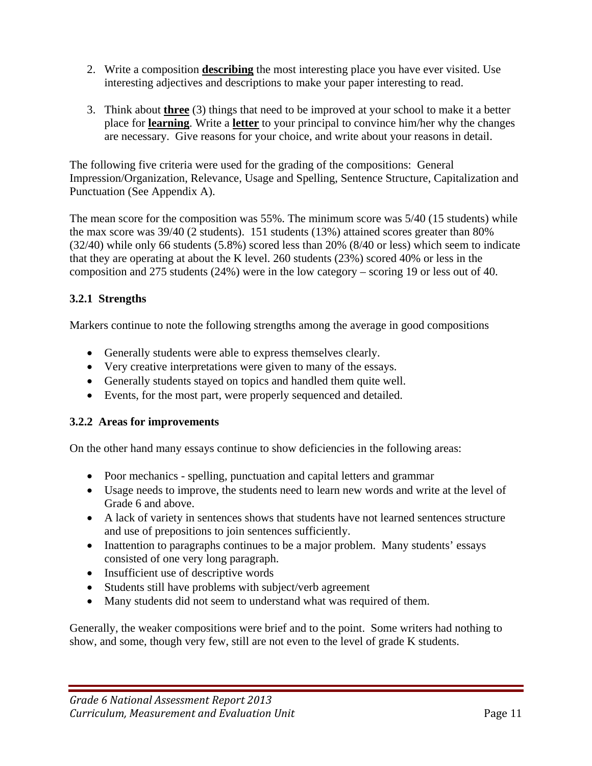2. Write a composition **describing** the most interesting place you have ever visited. Use interesting adjectives and descriptions to make your paper interesting to read.

3. Think about **three** (3) things that need to be improved at your school to make it a better place for **learning**. Write a **letter** to your principal to convince him/her why the changes are necessary. Give reasons for your choice, and write about your reasons in detail.

The following five criteria were used for the grading of the compositions: General Impression/Organization, Relevance, Usage and Spelling, Sentence Structure, Capitalization and Punctuation (See Appendix A).

The mean score for the composition was 55%. The minimum score was 5/40 (15 students) while the max score was 39/40 (2 students). 151 students (13%) attained scores greater than 80% (32/40) while only 66 students (5.8%) scored less than 20% (8/40 or less) which seem to indicate that they are operating at about the K level. 260 students (23%) scored 40% or less in the composition and 275 students (24%) were in the low category – scoring 19 or less out of 40.

### 3.2.1 Strengths

Markers continue to note the following strengths among the average in good compositions

- Generally students were able to express themselves clearly.
- Very creative interpretations were given to many of the essays.
- Generally students stayed on topics and handled them quite well.
- Events, for the most part, were properly sequenced and detailed.

### 3.2.2 Areas for improvements

On the other hand many essays continue to show deficiencies in the following areas:

- Poor mechanics - spelling, punctuation and capital letters and grammar
- Usage needs to improve, the students need to learn new words and write at the level of Grade 6 and above.
- A lack of variety in sentences shows that students have not learned sentences structure and use of prepositions to join sentences sufficiently.
- Inattention to paragraphs continues to be a major problem. Many students' essays consisted of one very long paragraph.
- Insufficient use of descriptive words
- Students still have problems with subject/verb agreement
- Many students did not seem to understand what was required of them.

Generally, the weaker compositions were brief and to the point. Some writers had nothing to show, and some, though very few, still are not even to the level of grade K students.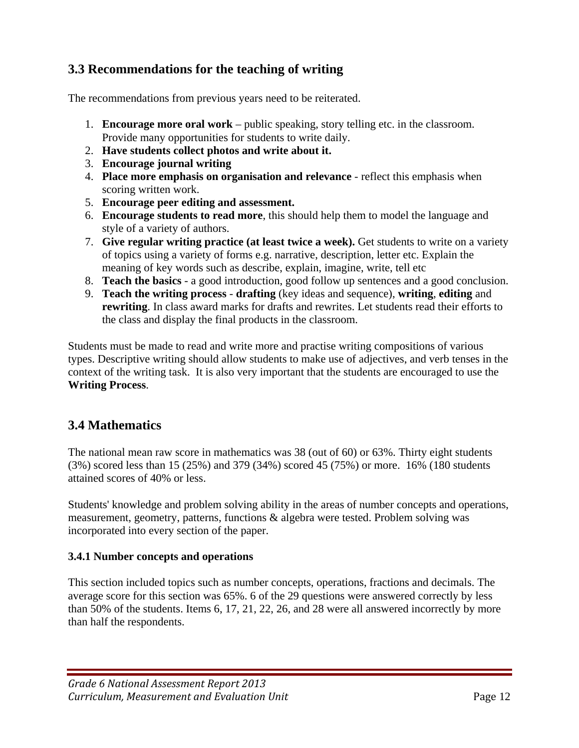## 3.3 Recommendations for the teaching of writing

The recommendations from previous years need to be reiterated.

1. **Encourage more oral work** – public speaking, story telling etc. in the classroom. Provide many opportunities for students to write daily.
2. **Have students collect photos and write about it.**
3. **Encourage journal writing**
4. **Place more emphasis on organisation and relevance** - reflect this emphasis when scoring written work.
5. **Encourage peer editing and assessment.**
6. **Encourage students to read more**, this should help them to model the language and style of a variety of authors.
7. **Give regular writing practice (at least twice a week).** Get students to write on a variety of topics using a variety of forms e.g. narrative, description, letter etc. Explain the meaning of key words such as describe, explain, imagine, write, tell etc
8. **Teach the basics** - a good introduction, good follow up sentences and a good conclusion.
9. **Teach the writing process** - **drafting** (key ideas and sequence), **writing**, **editing** and **rewriting**. In class award marks for drafts and rewrites. Let students read their efforts to the class and display the final products in the classroom.

Students must be made to read and write more and practise writing compositions of various types. Descriptive writing should allow students to make use of adjectives, and verb tenses in the context of the writing task. It is also very important that the students are encouraged to use the **Writing Process**.

## 3.4 Mathematics

The national mean raw score in mathematics was 38 (out of 60) or 63%. Thirty eight students (3%) scored less than 15 (25%) and 379 (34%) scored 45 (75%) or more. 16% (180 students attained scores of 40% or less.

Students' knowledge and problem solving ability in the areas of number concepts and operations, measurement, geometry, patterns, functions & algebra were tested. Problem solving was incorporated into every section of the paper.

### 3.4.1 Number concepts and operations

This section included topics such as number concepts, operations, fractions and decimals. The average score for this section was 65%. 6 of the 29 questions were answered correctly by less than 50% of the students. Items 6, 17, 21, 22, 26, and 28 were all answered incorrectly by more than half the respondents.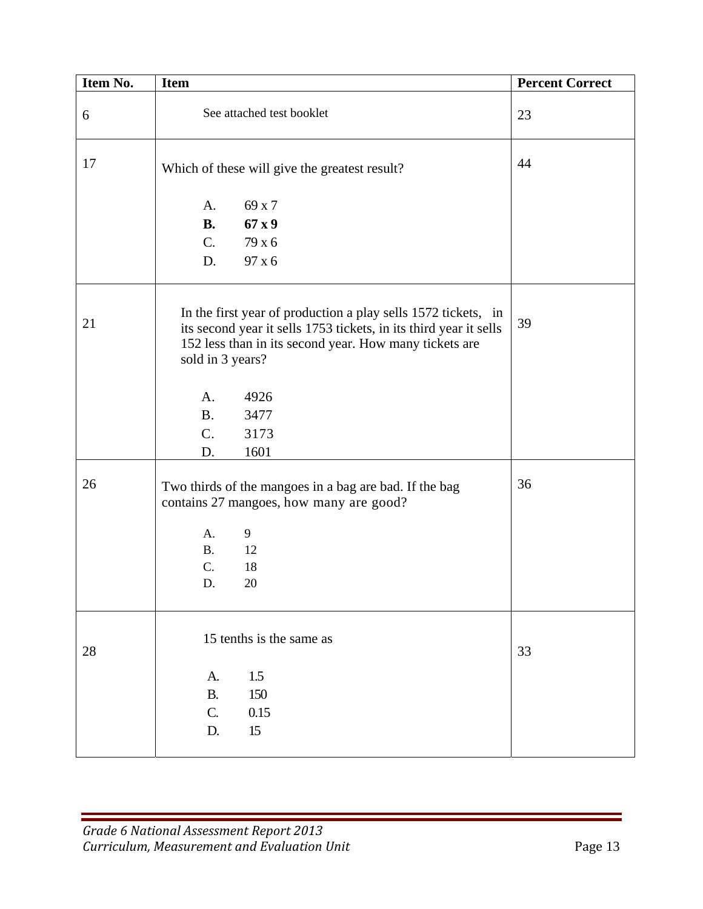| Item No. | Item | Percent Correct |
|---|---|---|
| 6 | See attached test booklet | 23 |
| 17 | Which of these will give the greatest result?<br><br>A. 69 x 7<br>**B. 67 x 9**<br>C. 79 x 6<br>D. 97 x 6 | 44 |
| 21 | In the first year of production a play sells 1572 tickets, in its second year it sells 1753 tickets, in its third year it sells 152 less than in its second year. How many tickets are sold in 3 years?<br><br>A. 4926<br>B. 3477<br>C. 3173<br>D. 1601 | 39 |
| 26 | Two thirds of the mangoes in a bag are bad. If the bag contains 27 mangoes, how many are good?<br><br>A. 9<br>B. 12<br>C. 18<br>D. 20 | 36 |
| 28 | 15 tenths is the same as<br><br>A. 1.5<br>B. 150<br>C. 0.15<br>D. 15 | 33 |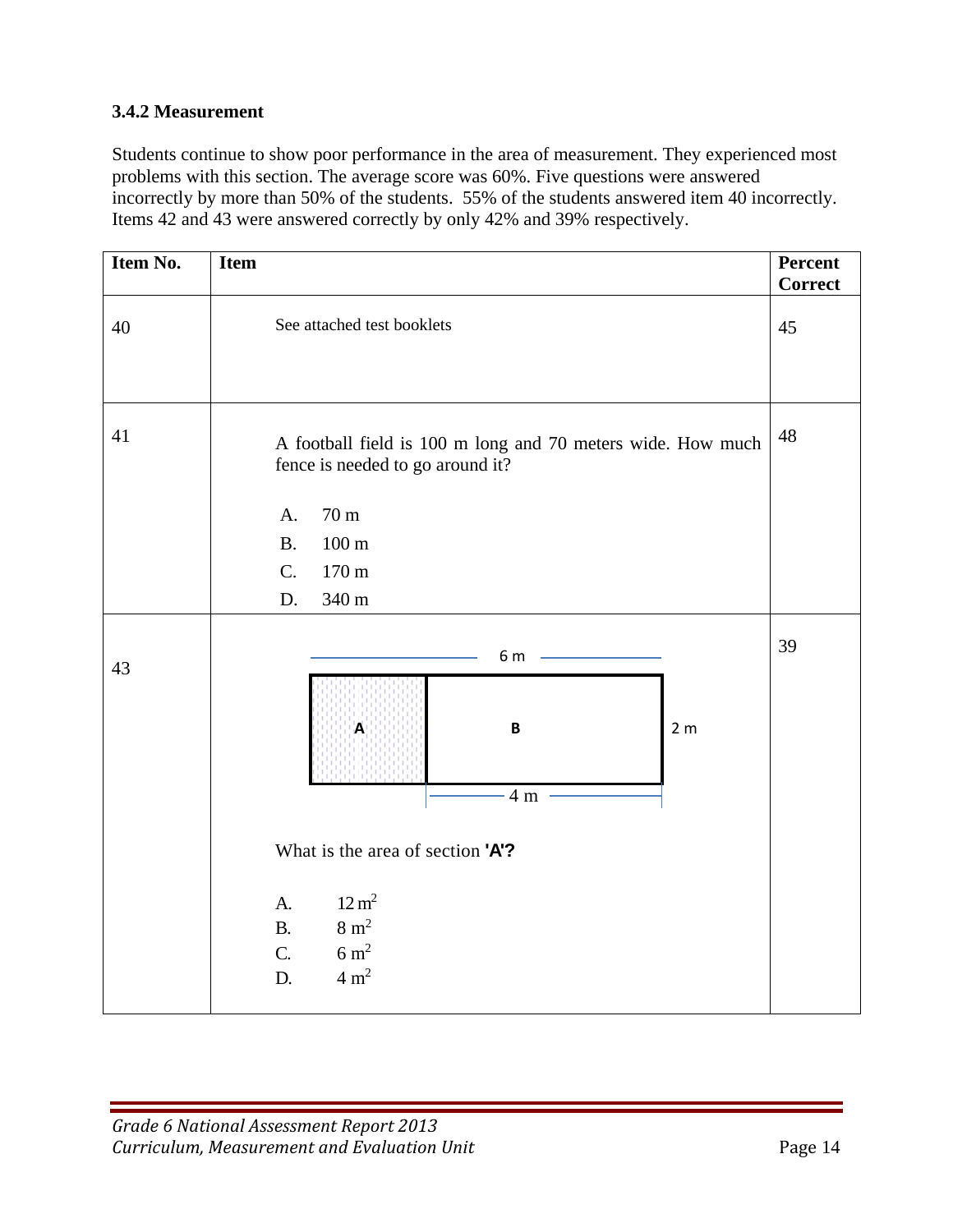### 3.4.2 Measurement

Students continue to show poor performance in the area of measurement. They experienced most problems with this section. The average score was 60%. Five questions were answered incorrectly by more than 50% of the students. 55% of the students answered item 40 incorrectly. Items 42 and 43 were answered correctly by only 42% and 39% respectively.

| Item No. | Item | Percent Correct |
|---|---|---|
| 40 | See attached test booklets | 45 |
| 41 | A football field is 100 m long and 70 meters wide. How much fence is needed to go around it?<br><br>A. 70 m<br>B. 100 m<br>C. 170 m<br>D. 340 m | 48 |
| 43 | [Diagram: rectangle 6 m long and 2 m wide, divided into section A and section B; section B is 4 m long]<br><br>What is the area of section **'A'?**<br><br>A. $12\ m^2$<br>B. $8\ m^2$<br>C. $6\ m^2$<br>D. $4\ m^2$ | 39 |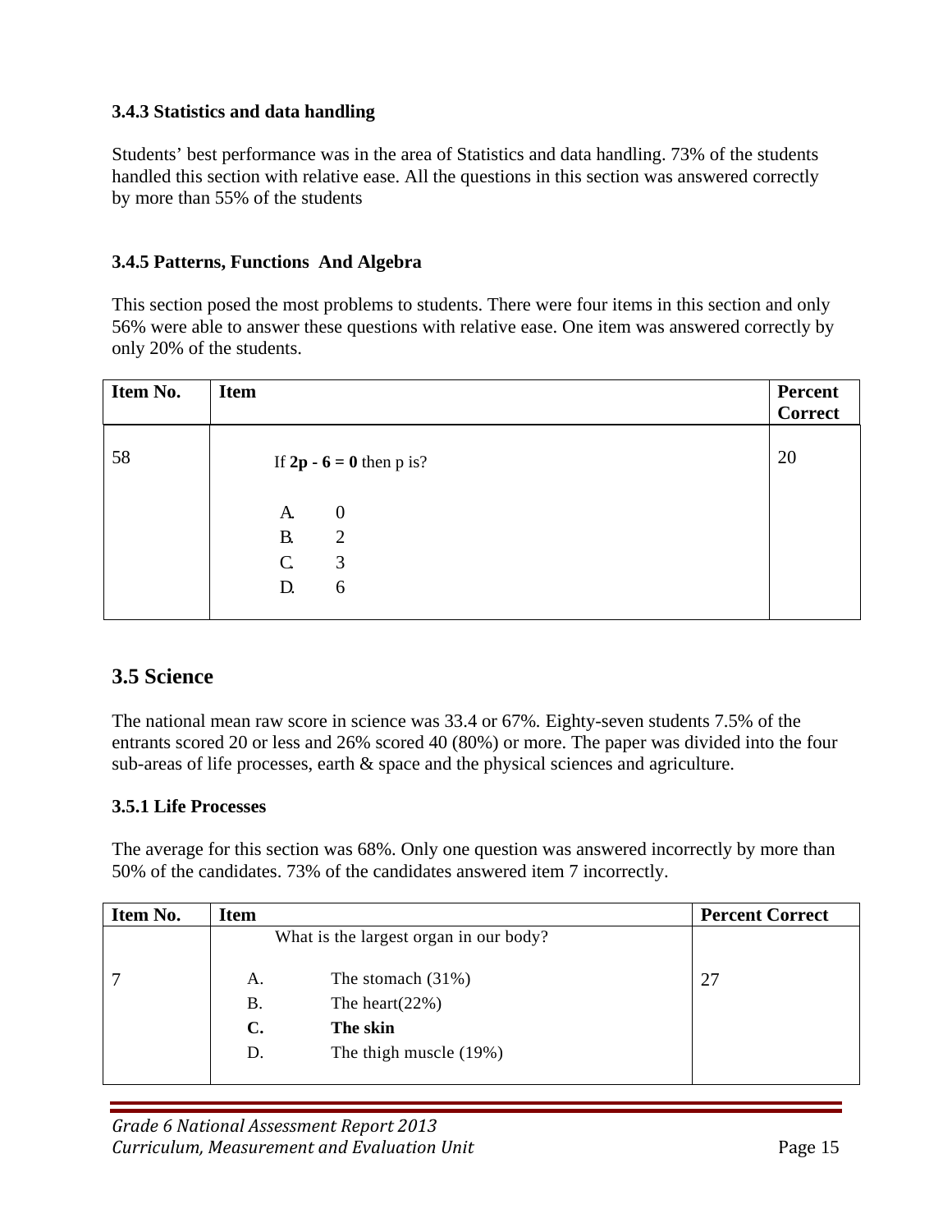### 3.4.3 Statistics and data handling

Students' best performance was in the area of Statistics and data handling. 73% of the students handled this section with relative ease. All the questions in this section was answered correctly by more than 55% of the students

### 3.4.5 Patterns, Functions And Algebra

This section posed the most problems to students. There were four items in this section and only 56% were able to answer these questions with relative ease. One item was answered correctly by only 20% of the students.

| Item No. | Item | Percent Correct |
|---|---|---|
| 58 | If $2p - 6 = 0$ then p is?<br><br>A. 0<br>B. 2<br>C. 3<br>D. 6 | 20 |

## 3.5 Science

The national mean raw score in science was 33.4 or 67%. Eighty-seven students 7.5% of the entrants scored 20 or less and 26% scored 40 (80%) or more. The paper was divided into the four sub-areas of life processes, earth & space and the physical sciences and agriculture.

### 3.5.1 Life Processes

The average for this section was 68%. Only one question was answered incorrectly by more than 50% of the candidates. 73% of the candidates answered item 7 incorrectly.

| Item No. | Item | Percent Correct |
|---|---|---|
| 7 | What is the largest organ in our body?<br><br>A. The stomach (31%)<br>B. The heart(22%)<br>**C. The skin**<br>D. The thigh muscle (19%) | 27 |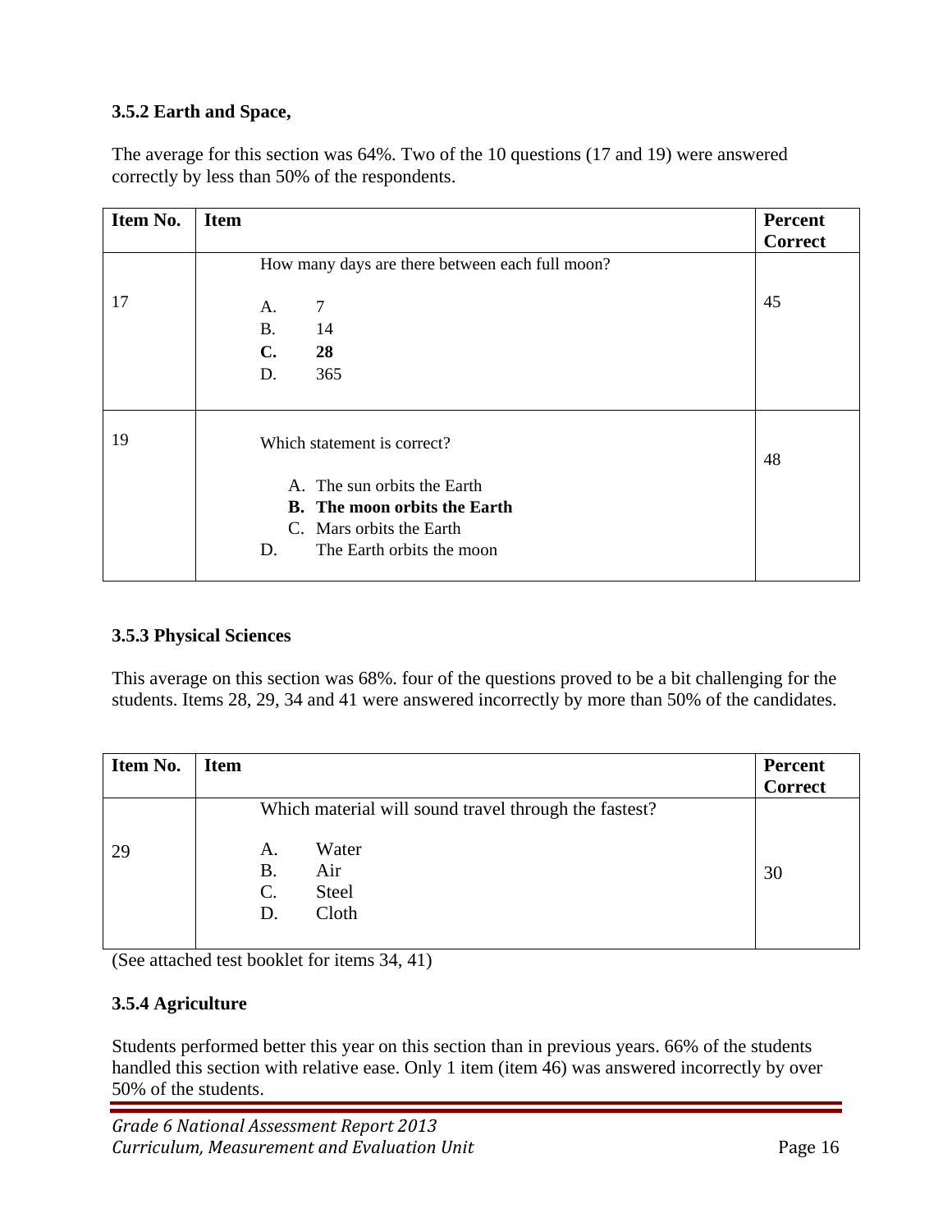### 3.5.2 Earth and Space,

The average for this section was 64%. Two of the 10 questions (17 and 19) were answered correctly by less than 50% of the respondents.

| Item No. | Item | Percent Correct |
|---|---|---|
| 17 | How many days are there between each full moon?<br><br>A. 7<br>B. 14<br>**C. 28**<br>D. 365 | 45 |
| 19 | Which statement is correct?<br><br>A. The sun orbits the Earth<br>**B. The moon orbits the Earth**<br>C. Mars orbits the Earth<br>D. The Earth orbits the moon | 48 |

### 3.5.3 Physical Sciences

This average on this section was 68%. four of the questions proved to be a bit challenging for the students. Items 28, 29, 34 and 41 were answered incorrectly by more than 50% of the candidates.

| Item No. | Item | Percent Correct |
|---|---|---|
| 29 | Which material will sound travel through the fastest?<br><br>A. Water<br>B. Air<br>C. Steel<br>D. Cloth | 30 |

(See attached test booklet for items 34, 41)

### 3.5.4 Agriculture

Students performed better this year on this section than in previous years. 66% of the students handled this section with relative ease. Only 1 item (item 46) was answered incorrectly by over 50% of the students.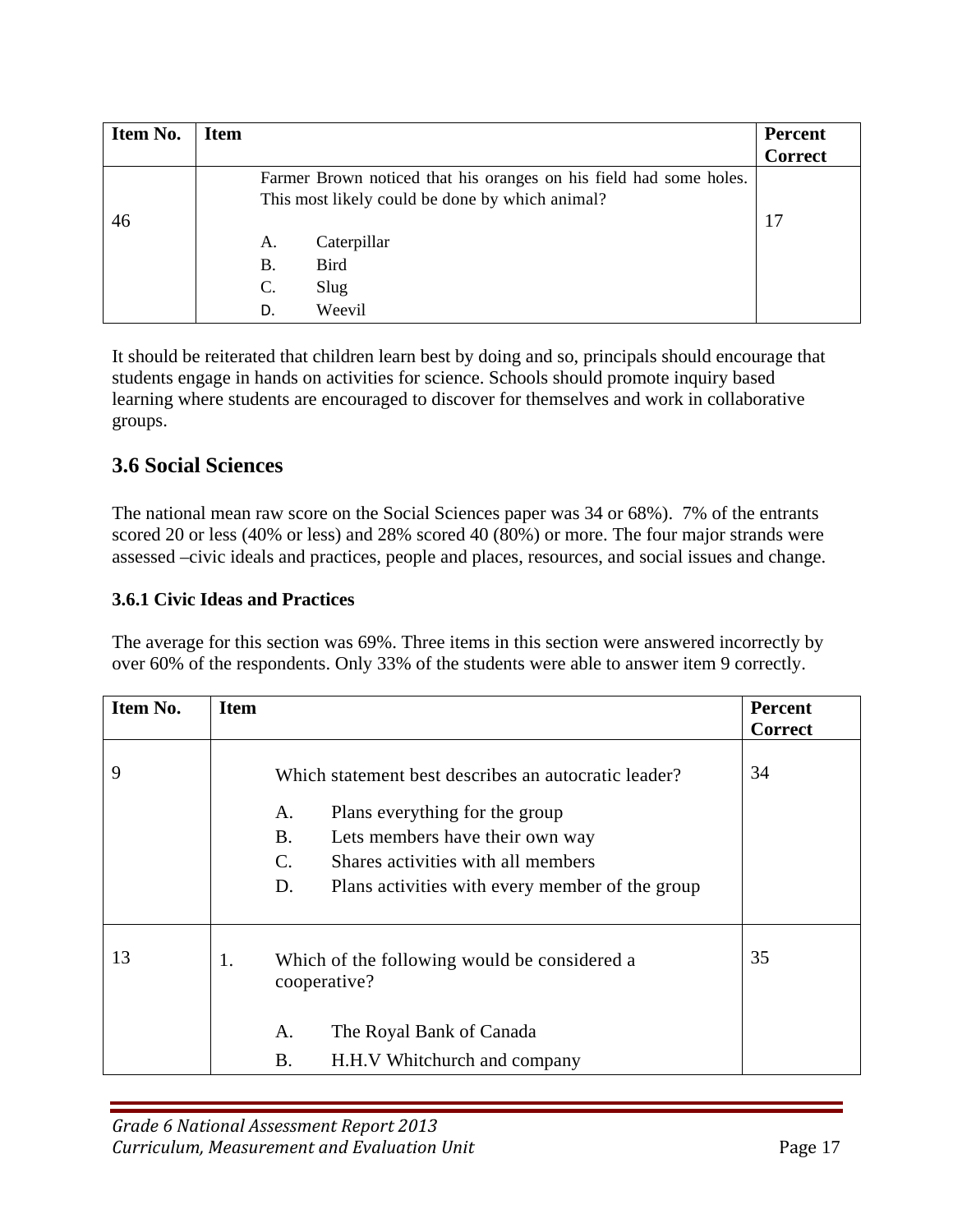| Item No. | Item | Percent Correct |
|---|---|---|
| 46 | Farmer Brown noticed that his oranges on his field had some holes. This most likely could be done by which animal?<br><br>A. Caterpillar<br>B. Bird<br>C. Slug<br>D. Weevil | 17 |

It should be reiterated that children learn best by doing and so, principals should encourage that students engage in hands on activities for science. Schools should promote inquiry based learning where students are encouraged to discover for themselves and work in collaborative groups.

## 3.6 Social Sciences

The national mean raw score on the Social Sciences paper was 34 or 68%). 7% of the entrants scored 20 or less (40% or less) and 28% scored 40 (80%) or more. The four major strands were assessed –civic ideals and practices, people and places, resources, and social issues and change.

### 3.6.1 Civic Ideas and Practices

The average for this section was 69%. Three items in this section were answered incorrectly by over 60% of the respondents. Only 33% of the students were able to answer item 9 correctly.

| Item No. | Item | Percent Correct |
|---|---|---|
| 9 | Which statement best describes an autocratic leader?<br><br>A. Plans everything for the group<br>B. Lets members have their own way<br>C. Shares activities with all members<br>D. Plans activities with every member of the group | 34 |
| 13 | 1. Which of the following would be considered a cooperative?<br><br>A. The Royal Bank of Canada<br>B. H.H.V Whitchurch and company | 35 |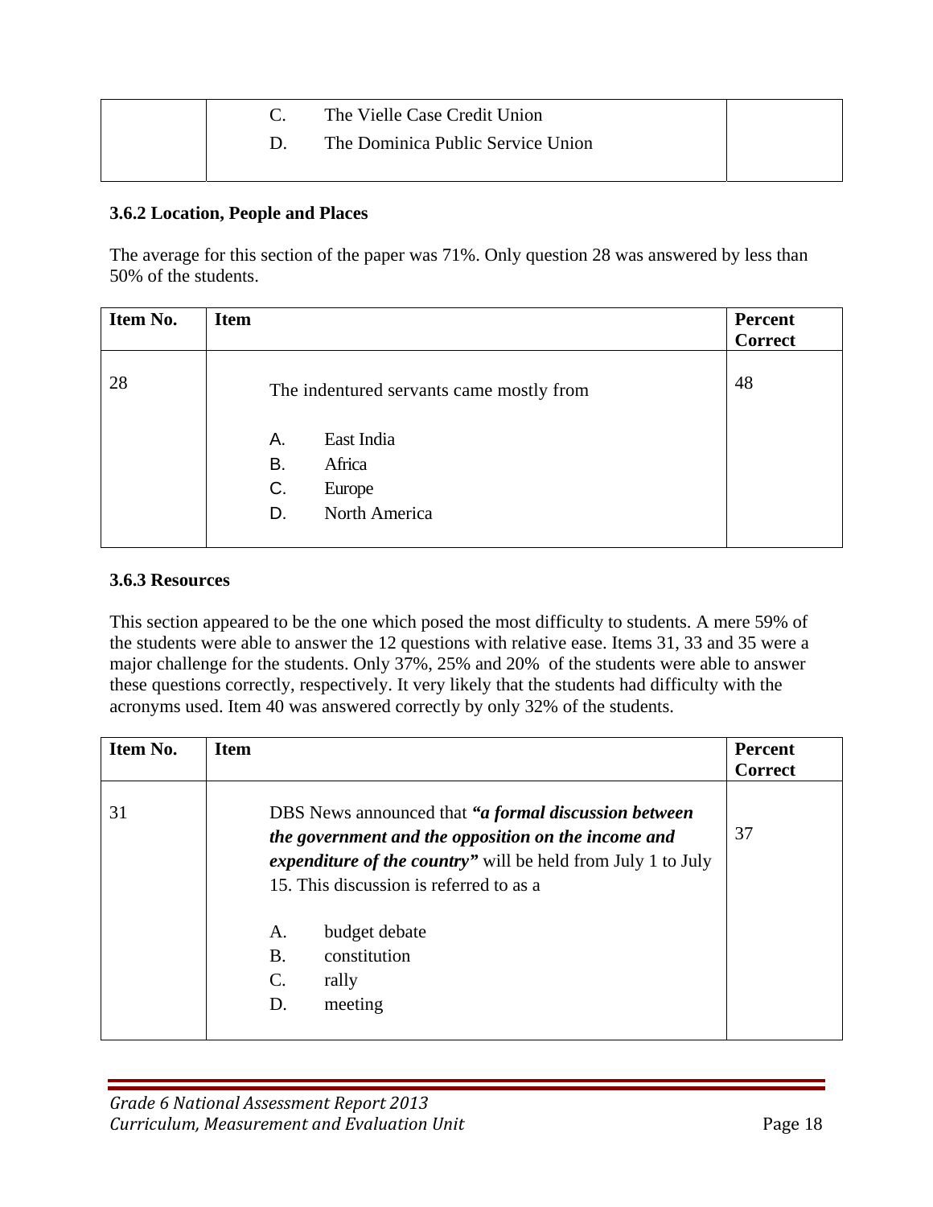| | | |
|---|---|---|
| | C. The Vielle Case Credit Union<br>D. The Dominica Public Service Union | |

### 3.6.2 Location, People and Places

The average for this section of the paper was 71%. Only question 28 was answered by less than 50% of the students.

| Item No. | Item | Percent Correct |
|---|---|---|
| 28 | The indentured servants came mostly from<br><br>A. East India<br>B. Africa<br>C. Europe<br>D. North America | 48 |

### 3.6.3 Resources

This section appeared to be the one which posed the most difficulty to students. A mere 59% of the students were able to answer the 12 questions with relative ease. Items 31, 33 and 35 were a major challenge for the students. Only 37%, 25% and 20% of the students were able to answer these questions correctly, respectively. It very likely that the students had difficulty with the acronyms used. Item 40 was answered correctly by only 32% of the students.

| Item No. | Item | Percent Correct |
|---|---|---|
| 31 | DBS News announced that ***"a formal discussion between the government and the opposition on the income and expenditure of the country"*** will be held from July 1 to July 15. This discussion is referred to as a<br><br>A. budget debate<br>B. constitution<br>C. rally<br>D. meeting | 37 |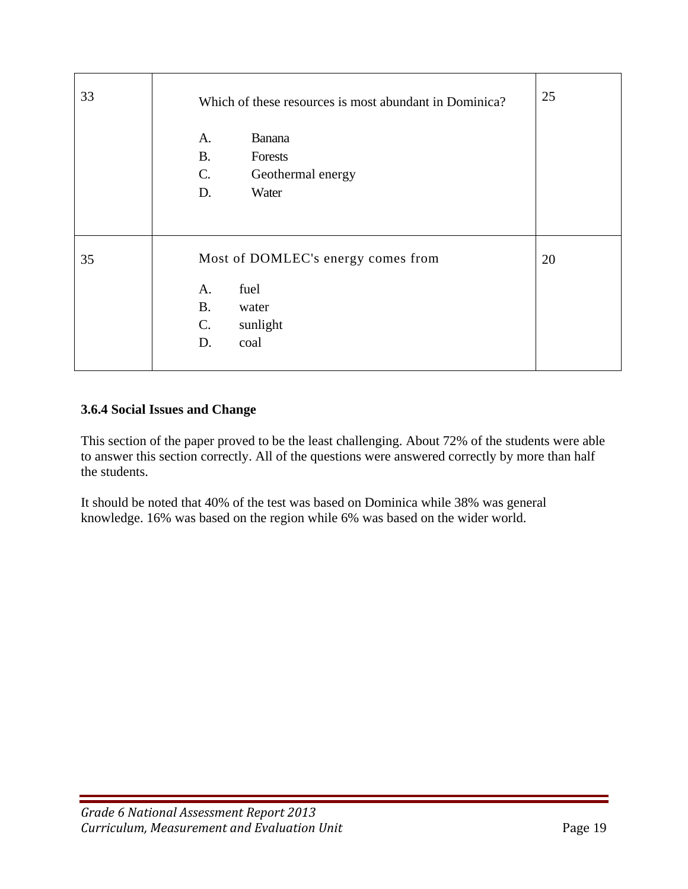| | | |
|---|---|---|
| 33 | Which of these resources is most abundant in Dominica?<br><br>A. Banana<br>B. Forests<br>C. Geothermal energy<br>D. Water | 25 |
| 35 | Most of DOMLEC's energy comes from<br><br>A. fuel<br>B. water<br>C. sunlight<br>D. coal | 20 |

**3.6.4 Social Issues and Change**

This section of the paper proved to be the least challenging. About 72% of the students were able to answer this section correctly. All of the questions were answered correctly by more than half the students.

It should be noted that 40% of the test was based on Dominica while 38% was general knowledge. 16% was based on the region while 6% was based on the wider world.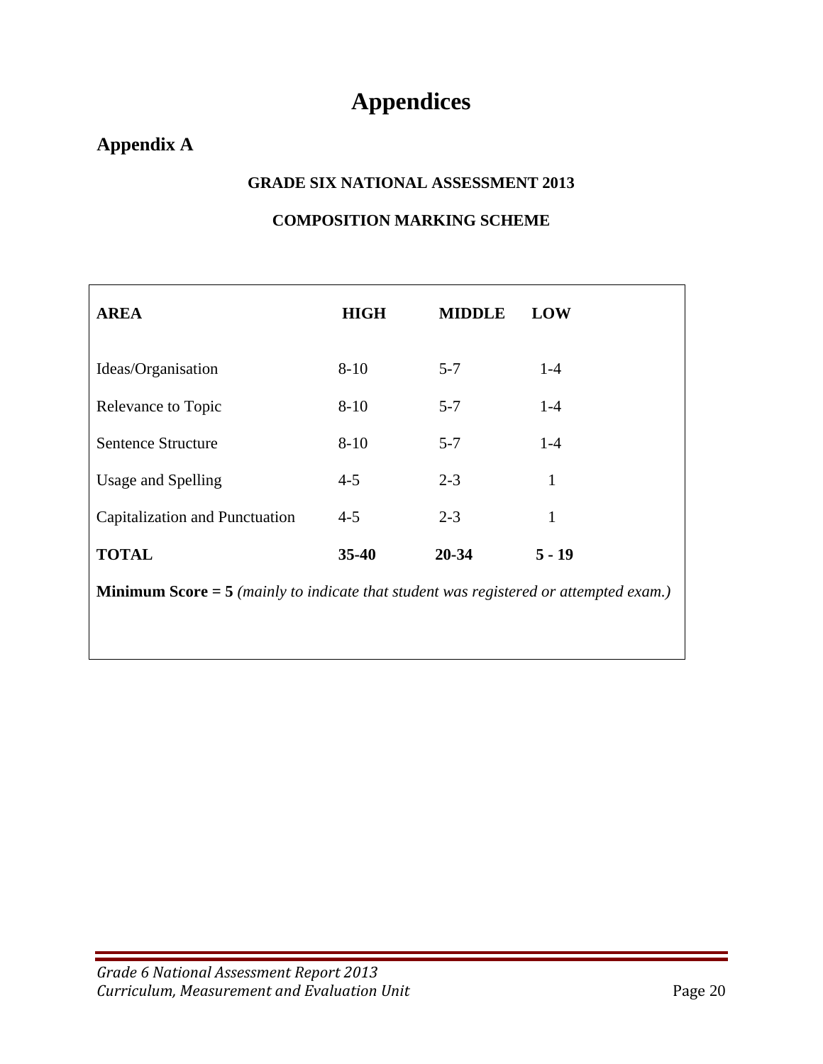# Appendices

## Appendix A

**GRADE SIX NATIONAL ASSESSMENT 2013**

**COMPOSITION MARKING SCHEME**

| AREA | HIGH | MIDDLE | LOW |
|---|---|---|---|
| Ideas/Organisation | 8-10 | 5-7 | 1-4 |
| Relevance to Topic | 8-10 | 5-7 | 1-4 |
| Sentence Structure | 8-10 | 5-7 | 1-4 |
| Usage and Spelling | 4-5 | 2-3 | 1 |
| Capitalization and Punctuation | 4-5 | 2-3 | 1 |
| **TOTAL** | **35-40** | **20-34** | **5 - 19** |

**Minimum Score = 5** *(mainly to indicate that student was registered or attempted exam.)*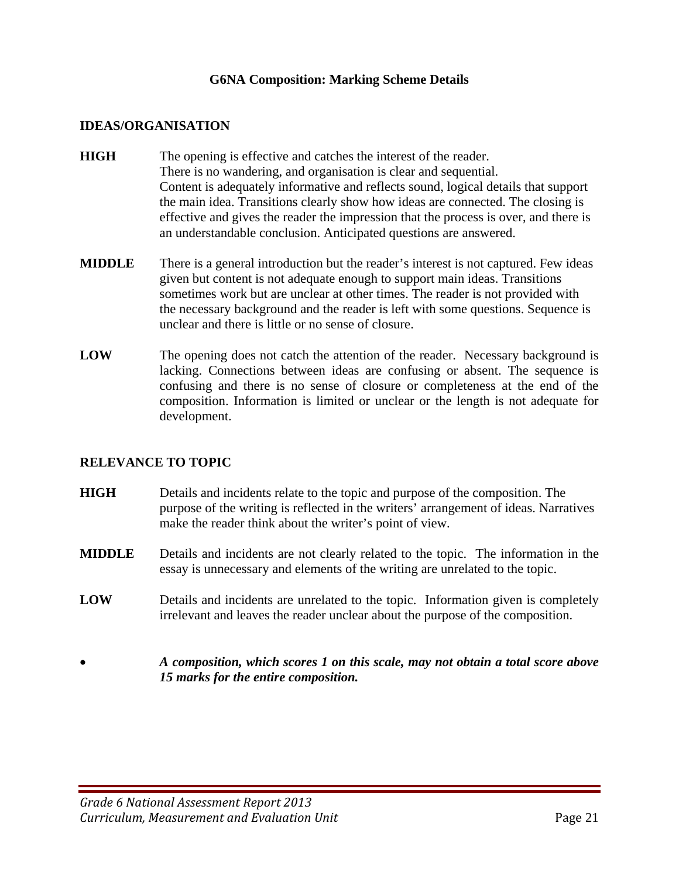# G6NA Composition: Marking Scheme Details

## IDEAS/ORGANISATION

**HIGH** The opening is effective and catches the interest of the reader. There is no wandering, and organisation is clear and sequential. Content is adequately informative and reflects sound, logical details that support the main idea. Transitions clearly show how ideas are connected. The closing is effective and gives the reader the impression that the process is over, and there is an understandable conclusion. Anticipated questions are answered.

**MIDDLE** There is a general introduction but the reader's interest is not captured. Few ideas given but content is not adequate enough to support main ideas. Transitions sometimes work but are unclear at other times. The reader is not provided with the necessary background and the reader is left with some questions. Sequence is unclear and there is little or no sense of closure.

**LOW** The opening does not catch the attention of the reader. Necessary background is lacking. Connections between ideas are confusing or absent. The sequence is confusing and there is no sense of closure or completeness at the end of the composition. Information is limited or unclear or the length is not adequate for development.

## RELEVANCE TO TOPIC

**HIGH** Details and incidents relate to the topic and purpose of the composition. The purpose of the writing is reflected in the writers' arrangement of ideas. Narratives make the reader think about the writer's point of view.

**MIDDLE** Details and incidents are not clearly related to the topic. The information in the essay is unnecessary and elements of the writing are unrelated to the topic.

**LOW** Details and incidents are unrelated to the topic. Information given is completely irrelevant and leaves the reader unclear about the purpose of the composition.

- ***A composition, which scores 1 on this scale, may not obtain a total score above 15 marks for the entire composition.***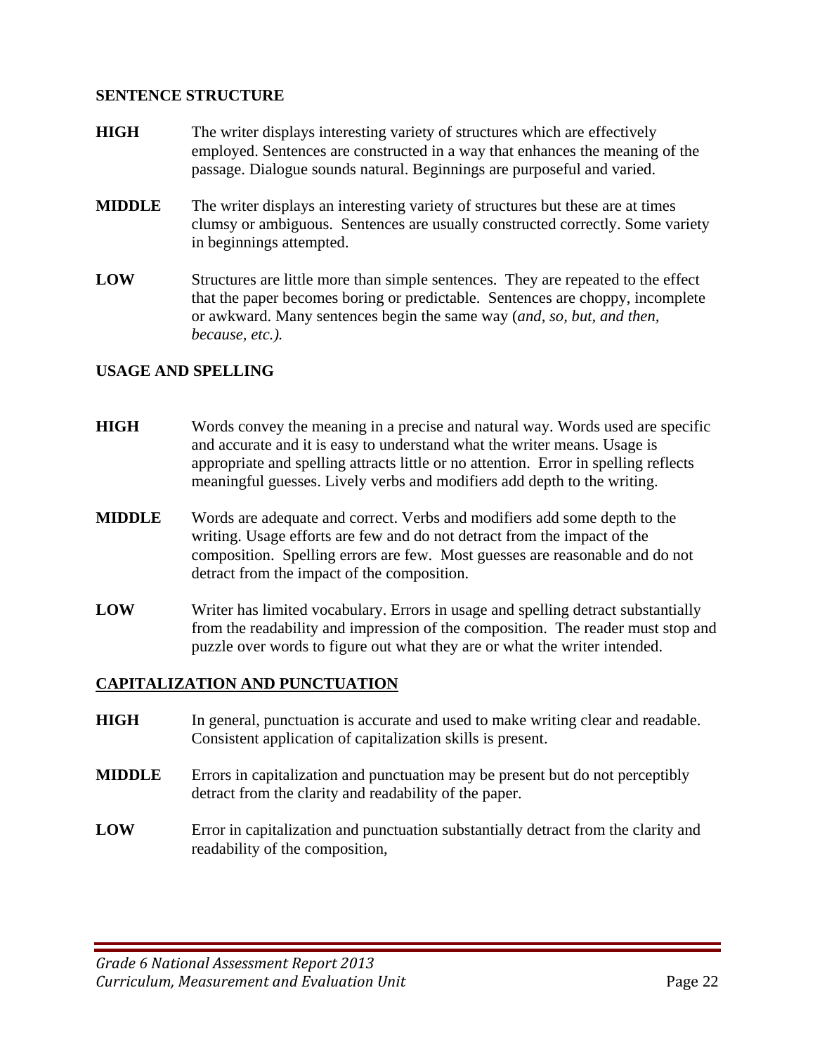**SENTENCE STRUCTURE**

**HIGH** The writer displays interesting variety of structures which are effectively employed. Sentences are constructed in a way that enhances the meaning of the passage. Dialogue sounds natural. Beginnings are purposeful and varied.

**MIDDLE** The writer displays an interesting variety of structures but these are at times clumsy or ambiguous. Sentences are usually constructed correctly. Some variety in beginnings attempted.

**LOW** Structures are little more than simple sentences. They are repeated to the effect that the paper becomes boring or predictable. Sentences are choppy, incomplete or awkward. Many sentences begin the same way (*and, so, but, and then, because, etc.).*

**USAGE AND SPELLING**

**HIGH** Words convey the meaning in a precise and natural way. Words used are specific and accurate and it is easy to understand what the writer means. Usage is appropriate and spelling attracts little or no attention. Error in spelling reflects meaningful guesses. Lively verbs and modifiers add depth to the writing.

**MIDDLE** Words are adequate and correct. Verbs and modifiers add some depth to the writing. Usage efforts are few and do not detract from the impact of the composition. Spelling errors are few. Most guesses are reasonable and do not detract from the impact of the composition.

**LOW** Writer has limited vocabulary. Errors in usage and spelling detract substantially from the readability and impression of the composition. The reader must stop and puzzle over words to figure out what they are or what the writer intended.

<u>**CAPITALIZATION AND PUNCTUATION**</u>

**HIGH** In general, punctuation is accurate and used to make writing clear and readable. Consistent application of capitalization skills is present.

**MIDDLE** Errors in capitalization and punctuation may be present but do not perceptibly detract from the clarity and readability of the paper.

**LOW** Error in capitalization and punctuation substantially detract from the clarity and readability of the composition,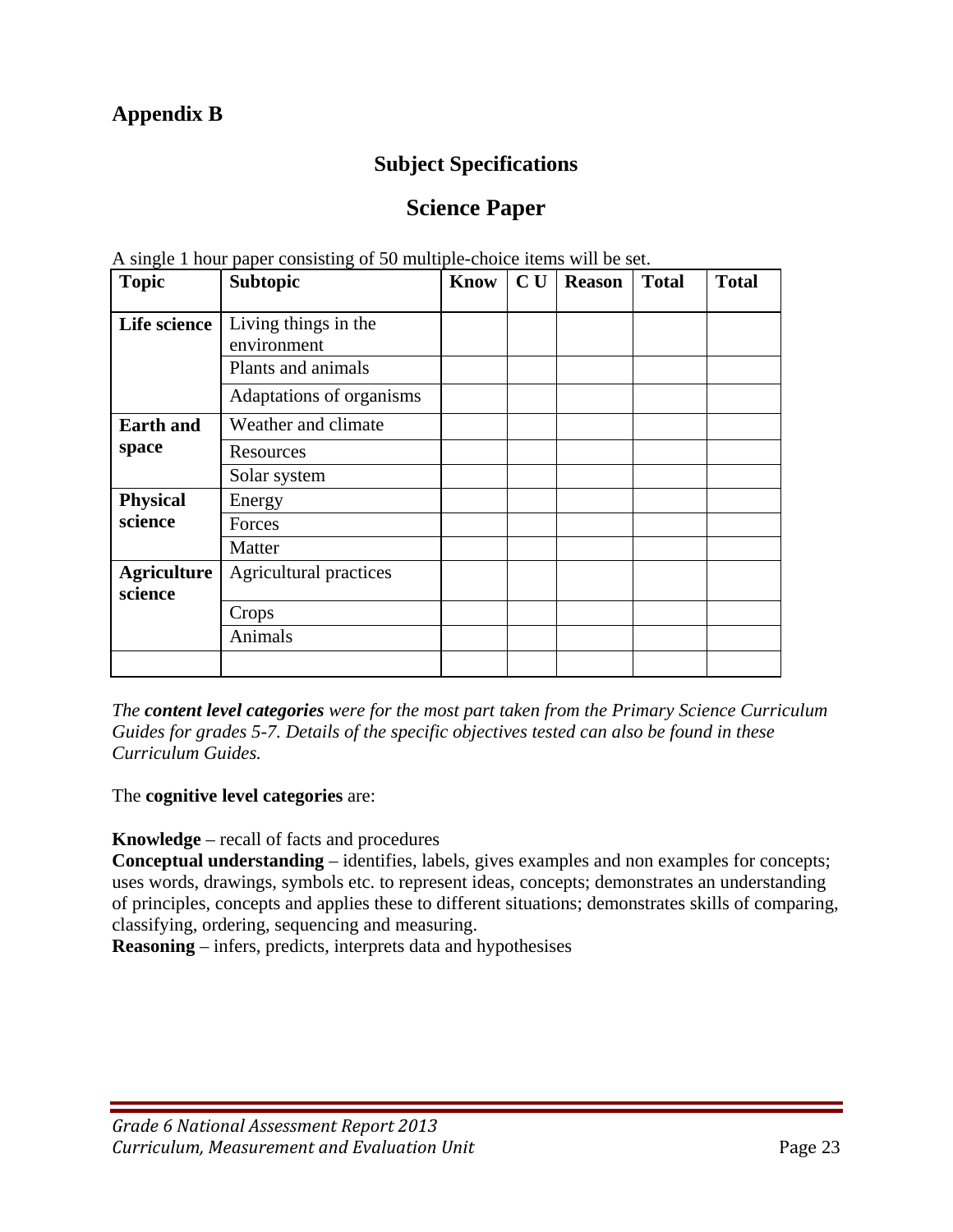## Appendix B

### Subject Specifications

### Science Paper

A single 1 hour paper consisting of 50 multiple-choice items will be set.

| Topic | Subtopic | Know | C U | Reason | Total | Total |
|---|---|---|---|---|---|---|
| **Life science** | Living things in the environment | | | | | |
| | Plants and animals | | | | | |
| | Adaptations of organisms | | | | | |
| **Earth and space** | Weather and climate | | | | | |
| | Resources | | | | | |
| | Solar system | | | | | |
| **Physical science** | Energy | | | | | |
| | Forces | | | | | |
| | Matter | | | | | |
| **Agriculture science** | Agricultural practices | | | | | |
| | Crops | | | | | |
| | Animals | | | | | |
| | | | | | | |

*The **content level categories** were for the most part taken from the Primary Science Curriculum Guides for grades 5-7. Details of the specific objectives tested can also be found in these Curriculum Guides.*

The **cognitive level categories** are:

**Knowledge** – recall of facts and procedures
**Conceptual understanding** – identifies, labels, gives examples and non examples for concepts; uses words, drawings, symbols etc. to represent ideas, concepts; demonstrates an understanding of principles, concepts and applies these to different situations; demonstrates skills of comparing, classifying, ordering, sequencing and measuring.
**Reasoning** – infers, predicts, interprets data and hypothesises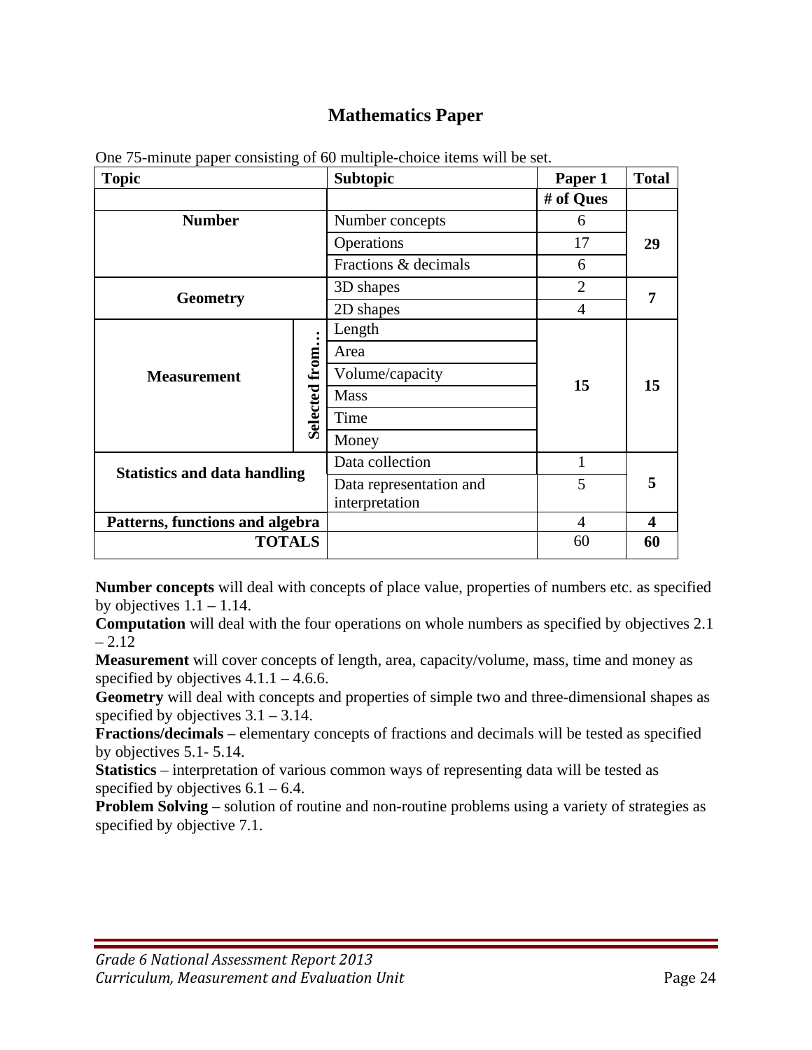## Mathematics Paper

One 75-minute paper consisting of 60 multiple-choice items will be set.

| Topic | | Subtopic | Paper 1 | Total |
|---|---|---|---|---|
| | | | # of Ques | |
| **Number** | | Number concepts | 6 | **29** |
| | | Operations | 17 | |
| | | Fractions & decimals | 6 | |
| **Geometry** | | 3D shapes | 2 | **7** |
| | | 2D shapes | 4 | |
| **Measurement** | **Selected from…** | Length | **15** | **15** |
| | | Area | | |
| | | Volume/capacity | | |
| | | Mass | | |
| | | Time | | |
| | | Money | | |
| **Statistics and data handling** | | Data collection | 1 | **5** |
| | | Data representation and interpretation | 5 | |
| **Patterns, functions and algebra** | | | 4 | **4** |
| **TOTALS** | | | 60 | **60** |

**Number concepts** will deal with concepts of place value, properties of numbers etc. as specified by objectives 1.1 – 1.14.

**Computation** will deal with the four operations on whole numbers as specified by objectives 2.1 – 2.12

**Measurement** will cover concepts of length, area, capacity/volume, mass, time and money as specified by objectives 4.1.1 – 4.6.6.

**Geometry** will deal with concepts and properties of simple two and three-dimensional shapes as specified by objectives 3.1 – 3.14.

**Fractions/decimals** – elementary concepts of fractions and decimals will be tested as specified by objectives 5.1- 5.14.

**Statistics** – interpretation of various common ways of representing data will be tested as specified by objectives 6.1 – 6.4.

**Problem Solving** – solution of routine and non-routine problems using a variety of strategies as specified by objective 7.1.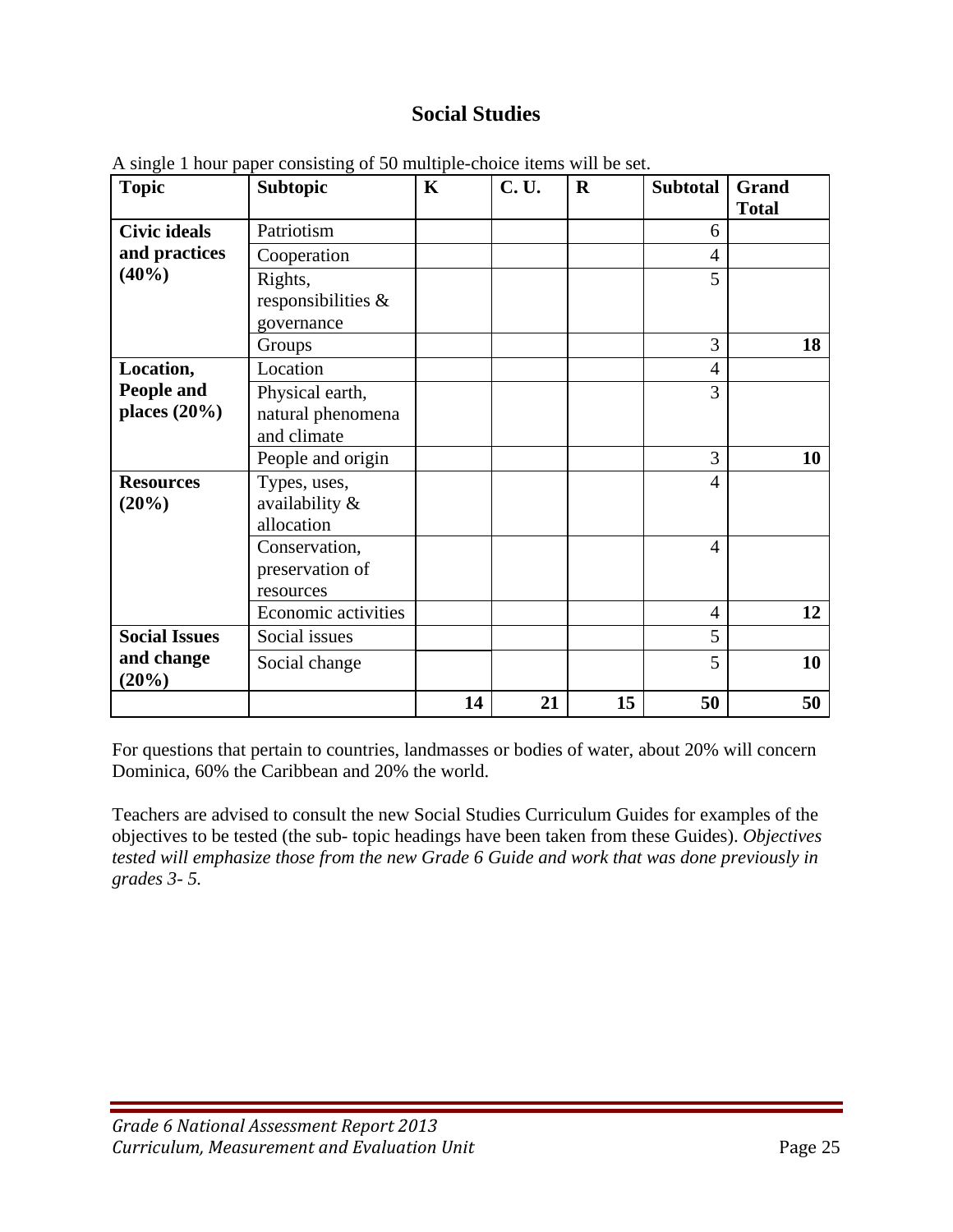## Social Studies

A single 1 hour paper consisting of 50 multiple-choice items will be set.

| Topic | Subtopic | K | C. U. | R | Subtotal | Grand Total |
|---|---|---|---|---|---|---|
| **Civic ideals and practices (40%)** | Patriotism | | | | 6 | |
| | Cooperation | | | | 4 | |
| | Rights, responsibilities & governance | | | | 5 | |
| | Groups | | | | 3 | **18** |
| **Location, People and places (20%)** | Location | | | | 4 | |
| | Physical earth, natural phenomena and climate | | | | 3 | |
| | People and origin | | | | 3 | **10** |
| **Resources (20%)** | Types, uses, availability & allocation | | | | 4 | |
| | Conservation, preservation of resources | | | | 4 | |
| | Economic activities | | | | 4 | **12** |
| **Social Issues and change (20%)** | Social issues | | | | 5 | |
| | Social change | | | | 5 | **10** |
| | | **14** | **21** | **15** | **50** | **50** |

For questions that pertain to countries, landmasses or bodies of water, about 20% will concern Dominica, 60% the Caribbean and 20% the world.

Teachers are advised to consult the new Social Studies Curriculum Guides for examples of the objectives to be tested (the sub- topic headings have been taken from these Guides). *Objectives tested will emphasize those from the new Grade 6 Guide and work that was done previously in grades 3- 5.*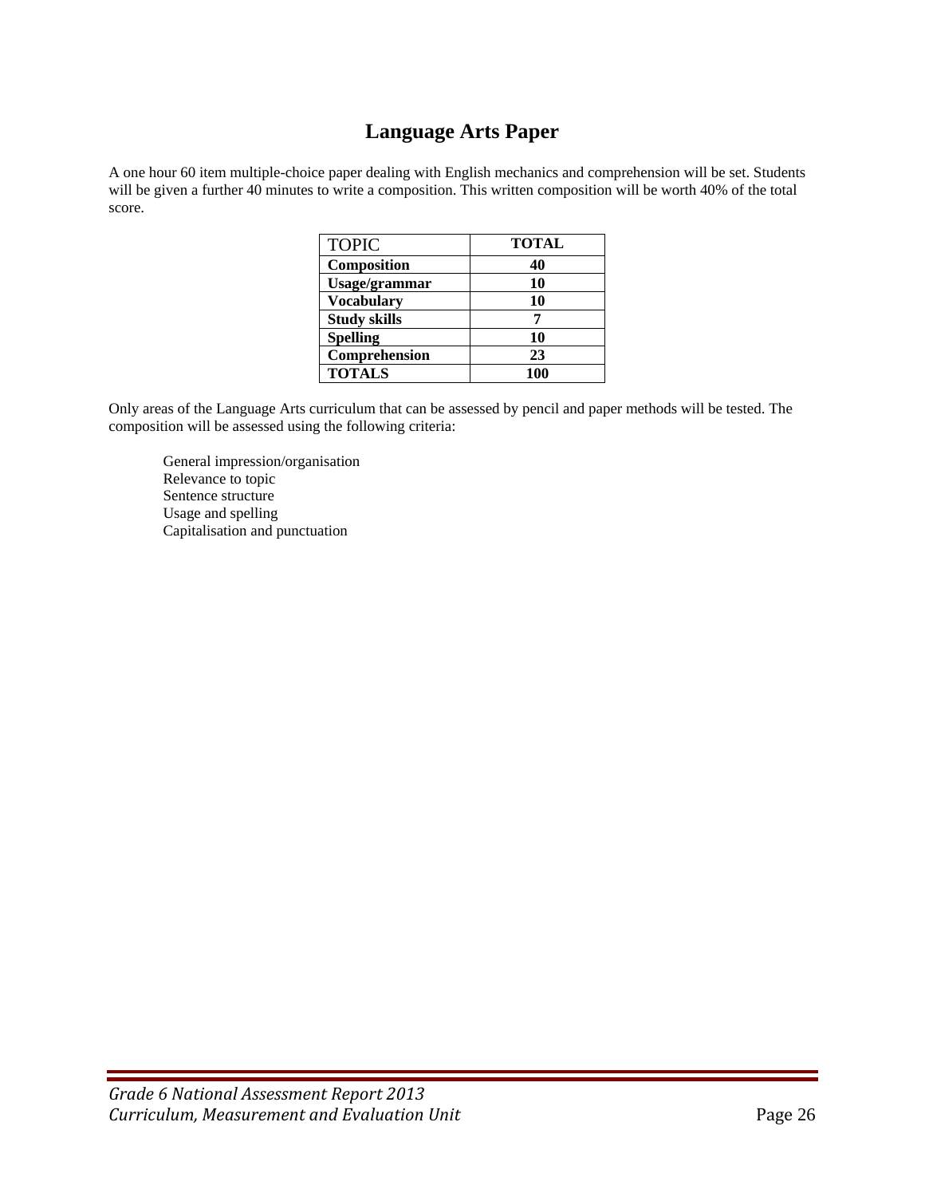# Language Arts Paper

A one hour 60 item multiple-choice paper dealing with English mechanics and comprehension will be set. Students will be given a further 40 minutes to write a composition. This written composition will be worth 40% of the total score.

| TOPIC | TOTAL |
|---|---|
| **Composition** | **40** |
| **Usage/grammar** | **10** |
| **Vocabulary** | **10** |
| **Study skills** | **7** |
| **Spelling** | **10** |
| **Comprehension** | **23** |
| **TOTALS** | **100** |

Only areas of the Language Arts curriculum that can be assessed by pencil and paper methods will be tested. The composition will be assessed using the following criteria:

- General impression/organisation
- Relevance to topic
- Sentence structure
- Usage and spelling
- Capitalisation and punctuation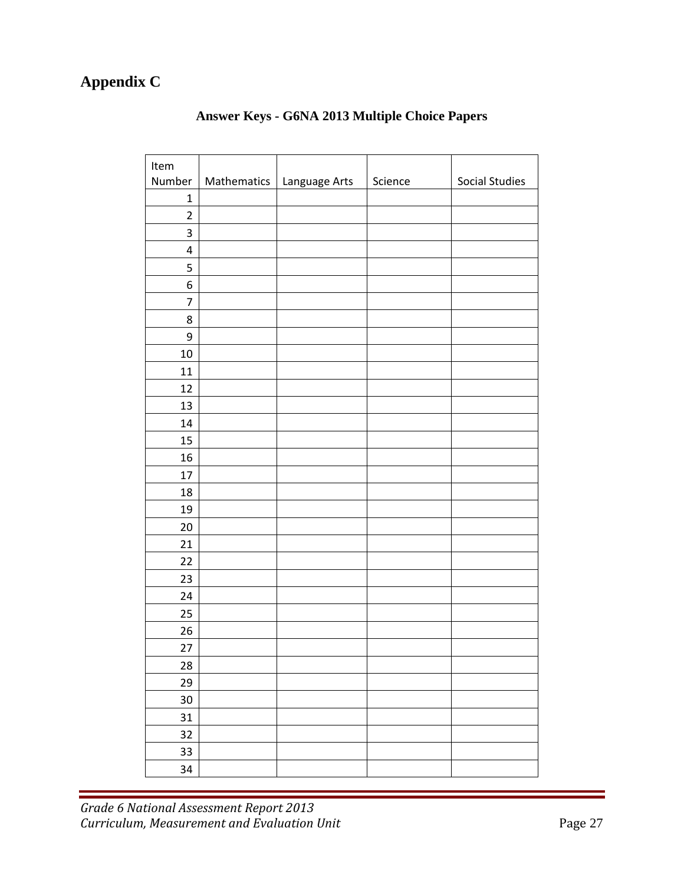# Appendix C

## Answer Keys - G6NA 2013 Multiple Choice Papers

| Item Number | Mathematics | Language Arts | Science | Social Studies |
|---|---|---|---|---|
| 1 | | | | |
| 2 | | | | |
| 3 | | | | |
| 4 | | | | |
| 5 | | | | |
| 6 | | | | |
| 7 | | | | |
| 8 | | | | |
| 9 | | | | |
| 10 | | | | |
| 11 | | | | |
| 12 | | | | |
| 13 | | | | |
| 14 | | | | |
| 15 | | | | |
| 16 | | | | |
| 17 | | | | |
| 18 | | | | |
| 19 | | | | |
| 20 | | | | |
| 21 | | | | |
| 22 | | | | |
| 23 | | | | |
| 24 | | | | |
| 25 | | | | |
| 26 | | | | |
| 27 | | | | |
| 28 | | | | |
| 29 | | | | |
| 30 | | | | |
| 31 | | | | |
| 32 | | | | |
| 33 | | | | |
| 34 | | | | |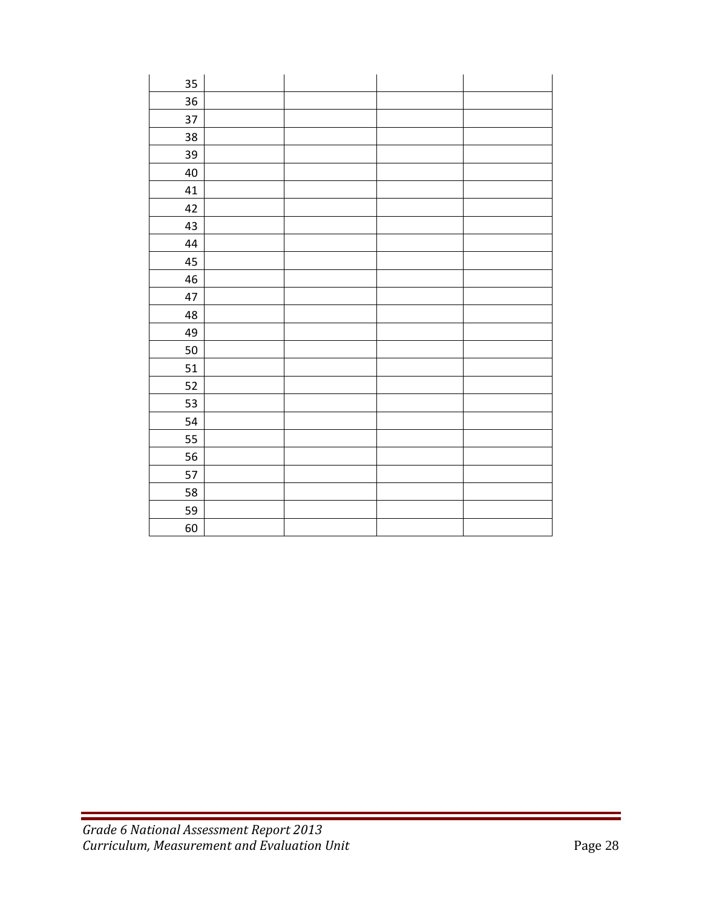| | | | | |
|---|---|---|---|---|
| 35 | | | | |
| 36 | | | | |
| 37 | | | | |
| 38 | | | | |
| 39 | | | | |
| 40 | | | | |
| 41 | | | | |
| 42 | | | | |
| 43 | | | | |
| 44 | | | | |
| 45 | | | | |
| 46 | | | | |
| 47 | | | | |
| 48 | | | | |
| 49 | | | | |
| 50 | | | | |
| 51 | | | | |
| 52 | | | | |
| 53 | | | | |
| 54 | | | | |
| 55 | | | | |
| 56 | | | | |
| 57 | | | | |
| 58 | | | | |
| 59 | | | | |
| 60 | | | | |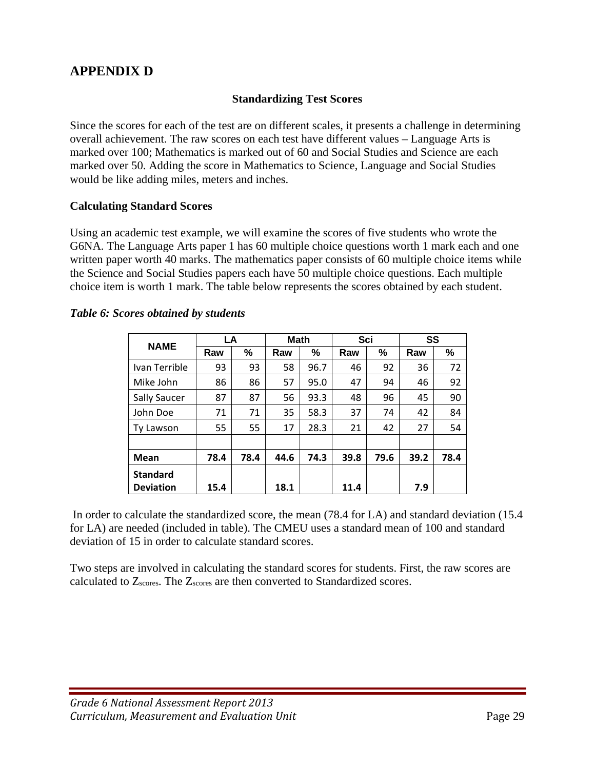## APPENDIX D

### Standardizing Test Scores

Since the scores for each of the test are on different scales, it presents a challenge in determining overall achievement. The raw scores on each test have different values – Language Arts is marked over 100; Mathematics is marked out of 60 and Social Studies and Science are each marked over 50. Adding the score in Mathematics to Science, Language and Social Studies would be like adding miles, meters and inches.

**Calculating Standard Scores**

Using an academic test example, we will examine the scores of five students who wrote the G6NA. The Language Arts paper 1 has 60 multiple choice questions worth 1 mark each and one written paper worth 40 marks. The mathematics paper consists of 60 multiple choice items while the Science and Social Studies papers each have 50 multiple choice questions. Each multiple choice item is worth 1 mark. The table below represents the scores obtained by each student.

***Table 6: Scores obtained by students***

| NAME | LA | | Math | | Sci | | SS | |
|---|---|---|---|---|---|---|---|---|
| | Raw | % | Raw | % | Raw | % | Raw | % |
| Ivan Terrible | 93 | 93 | 58 | 96.7 | 46 | 92 | 36 | 72 |
| Mike John | 86 | 86 | 57 | 95.0 | 47 | 94 | 46 | 92 |
| Sally Saucer | 87 | 87 | 56 | 93.3 | 48 | 96 | 45 | 90 |
| John Doe | 71 | 71 | 35 | 58.3 | 37 | 74 | 42 | 84 |
| Ty Lawson | 55 | 55 | 17 | 28.3 | 21 | 42 | 27 | 54 |
| | | | | | | | | |
| **Mean** | **78.4** | **78.4** | **44.6** | **74.3** | **39.8** | **79.6** | **39.2** | **78.4** |
| **Standard Deviation** | **15.4** | | **18.1** | | **11.4** | | **7.9** | |

In order to calculate the standardized score, the mean (78.4 for LA) and standard deviation (15.4 for LA) are needed (included in table). The CMEU uses a standard mean of 100 and standard deviation of 15 in order to calculate standard scores.

Two steps are involved in calculating the standard scores for students. First, the raw scores are calculated to $Z_{scores}$. The $Z_{scores}$ are then converted to Standardized scores.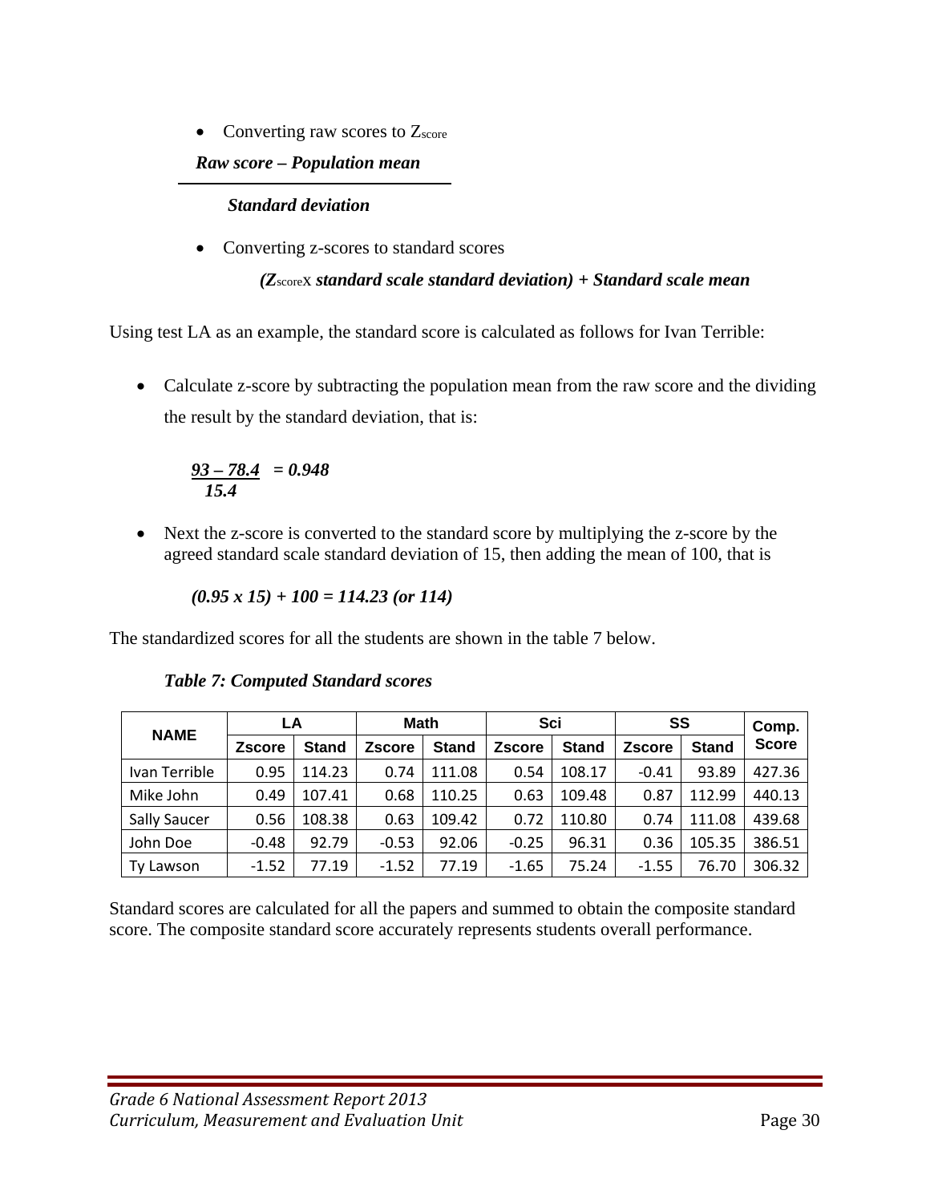- Converting raw scores to $Z_{score}$

$$\frac{\textit{Raw score – Population mean}}{\textit{Standard deviation}}$$

- Converting z-scores to standard scores

***(**$Z_{score}$X **standard scale standard deviation) + Standard scale mean***

Using test LA as an example, the standard score is calculated as follows for Ivan Terrible:

- Calculate z-score by subtracting the population mean from the raw score and the dividing the result by the standard deviation, that is:

$$\frac{93 - 78.4}{15.4} = 0.948$$

- Next the z-score is converted to the standard score by multiplying the z-score by the agreed standard scale standard deviation of 15, then adding the mean of 100, that is

***(0.95 x 15) + 100 = 114.23 (or 114)***

The standardized scores for all the students are shown in the table 7 below.

***Table 7: Computed Standard scores***

| NAME | LA | | Math | | Sci | | SS | | Comp. Score |
|---|---|---|---|---|---|---|---|---|---|
| | Zscore | Stand | Zscore | Stand | Zscore | Stand | Zscore | Stand | |
| Ivan Terrible | 0.95 | 114.23 | 0.74 | 111.08 | 0.54 | 108.17 | -0.41 | 93.89 | 427.36 |
| Mike John | 0.49 | 107.41 | 0.68 | 110.25 | 0.63 | 109.48 | 0.87 | 112.99 | 440.13 |
| Sally Saucer | 0.56 | 108.38 | 0.63 | 109.42 | 0.72 | 110.80 | 0.74 | 111.08 | 439.68 |
| John Doe | -0.48 | 92.79 | -0.53 | 92.06 | -0.25 | 96.31 | 0.36 | 105.35 | 386.51 |
| Ty Lawson | -1.52 | 77.19 | -1.52 | 77.19 | -1.65 | 75.24 | -1.55 | 76.70 | 306.32 |

Standard scores are calculated for all the papers and summed to obtain the composite standard score. The composite standard score accurately represents students overall performance.